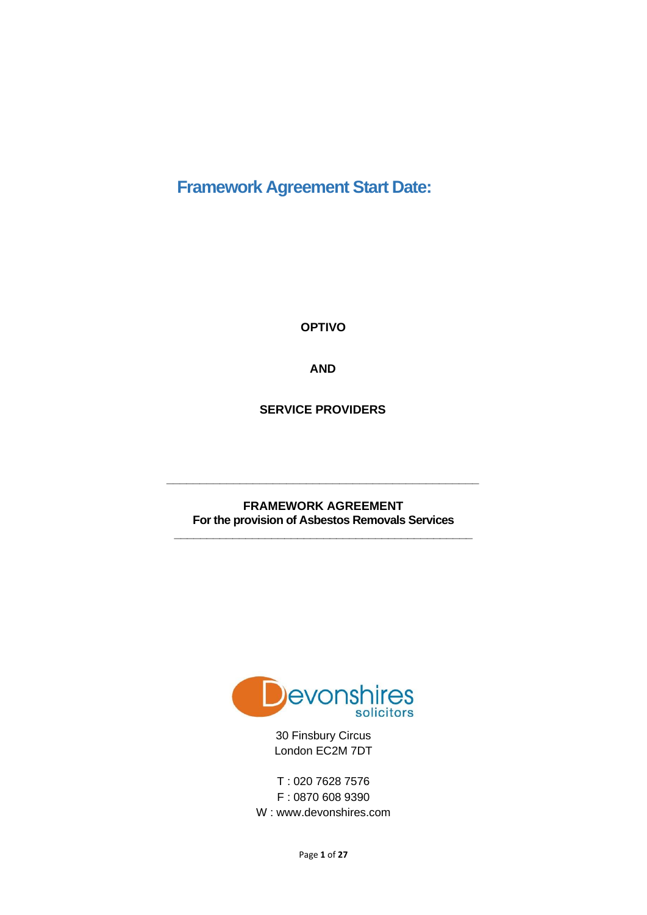# Framework Agreement Start Date:

**OPTIVO**

**AND**

**SERVICE PROVIDERS**

---

**FRAMEWORK AGREEMENT**
**For the provision of Asbestos Removals Services**

---

Devonshires solicitors

30 Finsbury Circus
London EC2M 7DT

T : 020 7628 7576
F : 0870 608 9390
W : www.devonshires.com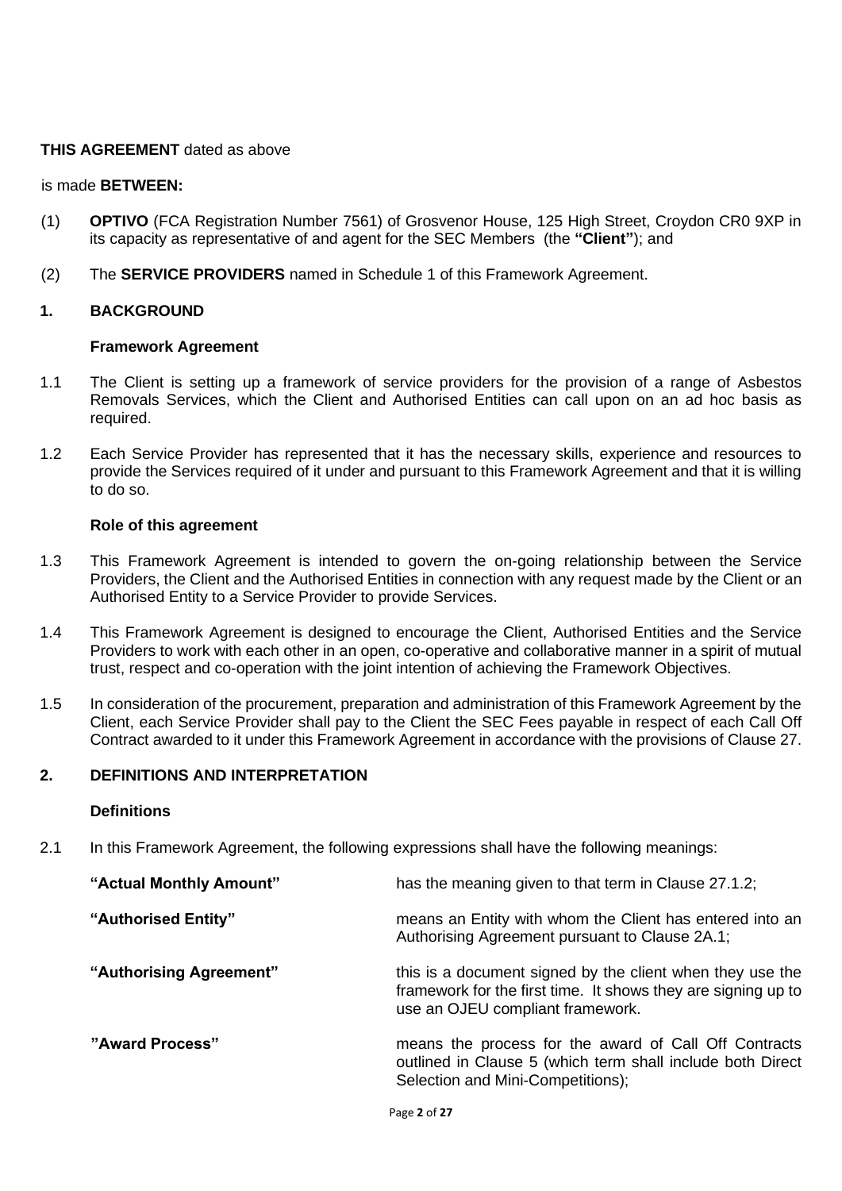**THIS AGREEMENT** dated as above

is made **BETWEEN:**

(1) **OPTIVO** (FCA Registration Number 7561) of Grosvenor House, 125 High Street, Croydon CR0 9XP in its capacity as representative of and agent for the SEC Members (the **"Client"**); and

(2) The **SERVICE PROVIDERS** named in Schedule 1 of this Framework Agreement.

## 1. BACKGROUND

### Framework Agreement

1.1 The Client is setting up a framework of service providers for the provision of a range of Asbestos Removals Services, which the Client and Authorised Entities can call upon on an ad hoc basis as required.

1.2 Each Service Provider has represented that it has the necessary skills, experience and resources to provide the Services required of it under and pursuant to this Framework Agreement and that it is willing to do so.

### Role of this agreement

1.3 This Framework Agreement is intended to govern the on-going relationship between the Service Providers, the Client and the Authorised Entities in connection with any request made by the Client or an Authorised Entity to a Service Provider to provide Services.

1.4 This Framework Agreement is designed to encourage the Client, Authorised Entities and the Service Providers to work with each other in an open, co-operative and collaborative manner in a spirit of mutual trust, respect and co-operation with the joint intention of achieving the Framework Objectives.

1.5 In consideration of the procurement, preparation and administration of this Framework Agreement by the Client, each Service Provider shall pay to the Client the SEC Fees payable in respect of each Call Off Contract awarded to it under this Framework Agreement in accordance with the provisions of Clause 27.

## 2. DEFINITIONS AND INTERPRETATION

### Definitions

2.1 In this Framework Agreement, the following expressions shall have the following meanings:

| | |
|---|---|
| **"Actual Monthly Amount"** | has the meaning given to that term in Clause 27.1.2; |
| **"Authorised Entity"** | means an Entity with whom the Client has entered into an Authorising Agreement pursuant to Clause 2A.1; |
| **"Authorising Agreement"** | this is a document signed by the client when they use the framework for the first time. It shows they are signing up to use an OJEU compliant framework. |
| **"Award Process"** | means the process for the award of Call Off Contracts outlined in Clause 5 (which term shall include both Direct Selection and Mini-Competitions); |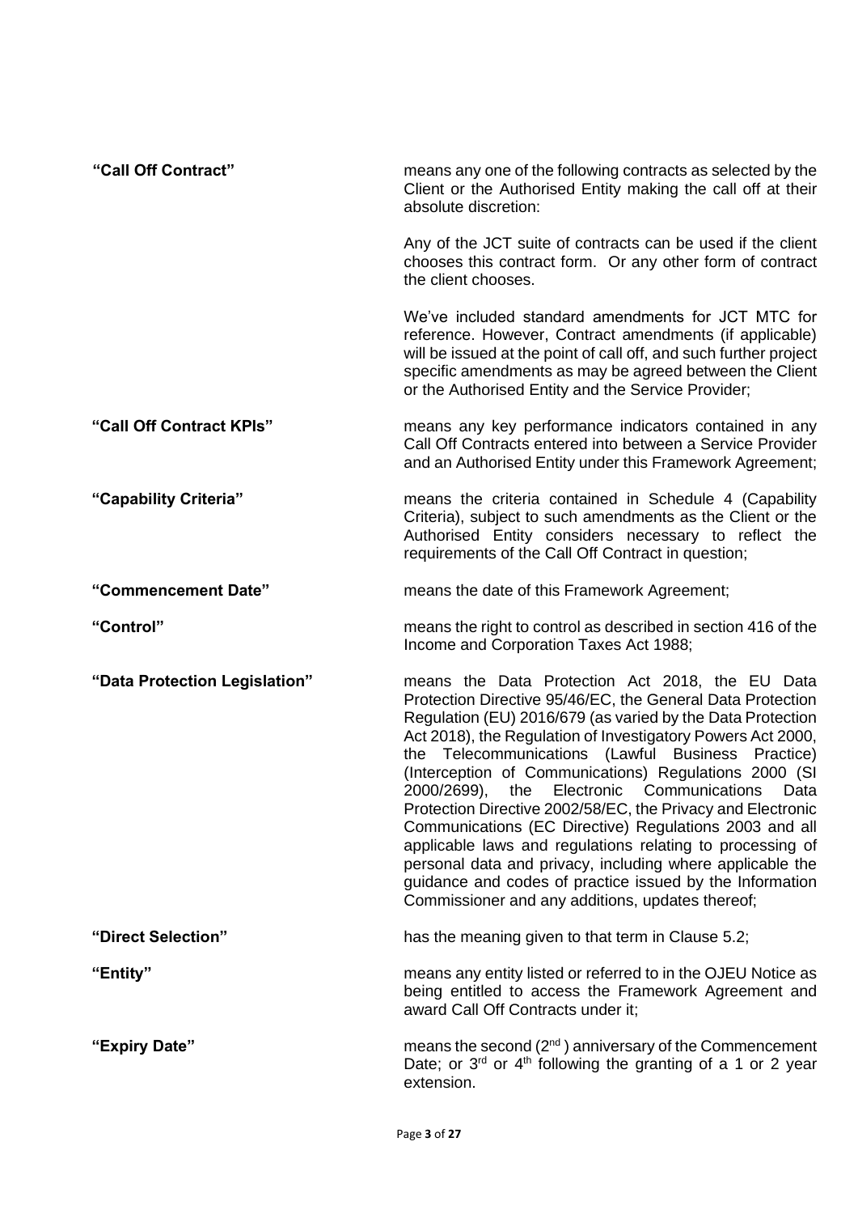| | |
|---|---|
| **"Call Off Contract"** | means any one of the following contracts as selected by the Client or the Authorised Entity making the call off at their absolute discretion:<br><br>Any of the JCT suite of contracts can be used if the client chooses this contract form. Or any other form of contract the client chooses.<br><br>We've included standard amendments for JCT MTC for reference. However, Contract amendments (if applicable) will be issued at the point of call off, and such further project specific amendments as may be agreed between the Client or the Authorised Entity and the Service Provider; |
| **"Call Off Contract KPIs"** | means any key performance indicators contained in any Call Off Contracts entered into between a Service Provider and an Authorised Entity under this Framework Agreement; |
| **"Capability Criteria"** | means the criteria contained in Schedule 4 (Capability Criteria), subject to such amendments as the Client or the Authorised Entity considers necessary to reflect the requirements of the Call Off Contract in question; |
| **"Commencement Date"** | means the date of this Framework Agreement; |
| **"Control"** | means the right to control as described in section 416 of the Income and Corporation Taxes Act 1988; |
| **"Data Protection Legislation"** | means the Data Protection Act 2018, the EU Data Protection Directive 95/46/EC, the General Data Protection Regulation (EU) 2016/679 (as varied by the Data Protection Act 2018), the Regulation of Investigatory Powers Act 2000, the Telecommunications (Lawful Business Practice) (Interception of Communications) Regulations 2000 (SI 2000/2699), the Electronic Communications Data Protection Directive 2002/58/EC, the Privacy and Electronic Communications (EC Directive) Regulations 2003 and all applicable laws and regulations relating to processing of personal data and privacy, including where applicable the guidance and codes of practice issued by the Information Commissioner and any additions, updates thereof; |
| **"Direct Selection"** | has the meaning given to that term in Clause 5.2; |
| **"Entity"** | means any entity listed or referred to in the OJEU Notice as being entitled to access the Framework Agreement and award Call Off Contracts under it; |
| **"Expiry Date"** | means the second (2nd) anniversary of the Commencement Date; or 3rd or 4th following the granting of a 1 or 2 year extension. |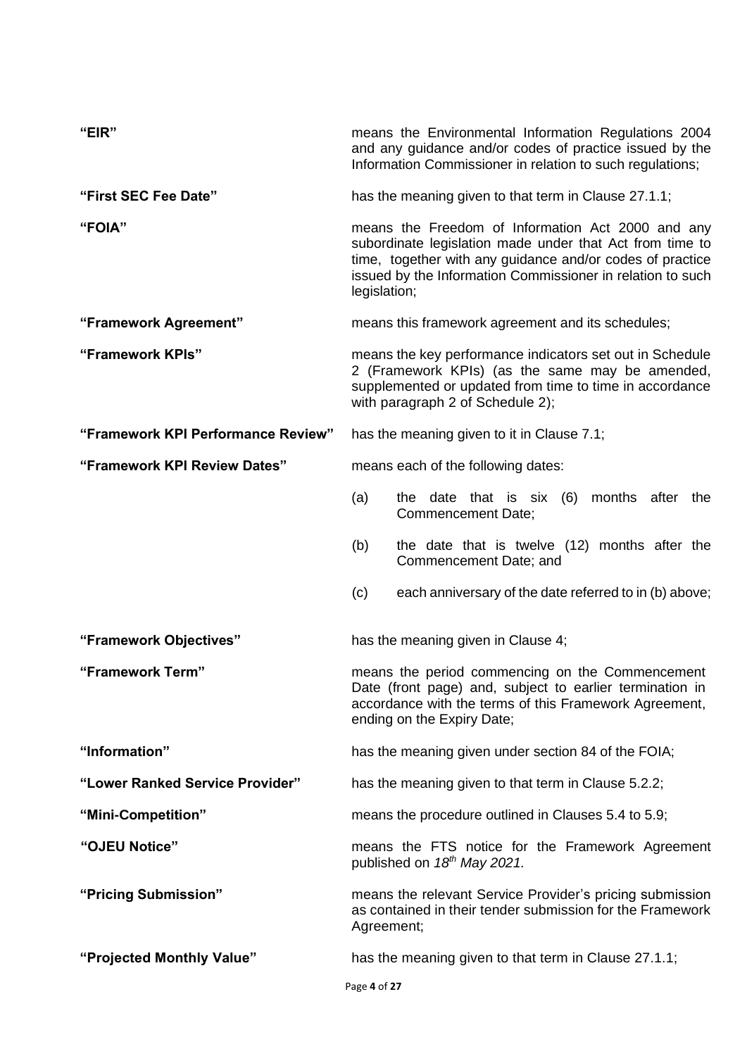**"EIR"** means the Environmental Information Regulations 2004 and any guidance and/or codes of practice issued by the Information Commissioner in relation to such regulations;

**"First SEC Fee Date"** has the meaning given to that term in Clause 27.1.1;

**"FOIA"** means the Freedom of Information Act 2000 and any subordinate legislation made under that Act from time to time, together with any guidance and/or codes of practice issued by the Information Commissioner in relation to such legislation;

**"Framework Agreement"** means this framework agreement and its schedules;

**"Framework KPIs"** means the key performance indicators set out in Schedule 2 (Framework KPIs) (as the same may be amended, supplemented or updated from time to time in accordance with paragraph 2 of Schedule 2);

**"Framework KPI Performance Review"** has the meaning given to it in Clause 7.1;

**"Framework KPI Review Dates"** means each of the following dates:

(a) the date that is six (6) months after the Commencement Date;

(b) the date that is twelve (12) months after the Commencement Date; and

(c) each anniversary of the date referred to in (b) above;

**"Framework Objectives"** has the meaning given in Clause 4;

**"Framework Term"** means the period commencing on the Commencement Date (front page) and, subject to earlier termination in accordance with the terms of this Framework Agreement, ending on the Expiry Date;

**"Information"** has the meaning given under section 84 of the FOIA;

**"Lower Ranked Service Provider"** has the meaning given to that term in Clause 5.2.2;

**"Mini-Competition"** means the procedure outlined in Clauses 5.4 to 5.9;

**"OJEU Notice"** means the FTS notice for the Framework Agreement published on *18th May 2021.*

**"Pricing Submission"** means the relevant Service Provider's pricing submission as contained in their tender submission for the Framework Agreement;

**"Projected Monthly Value"** has the meaning given to that term in Clause 27.1.1;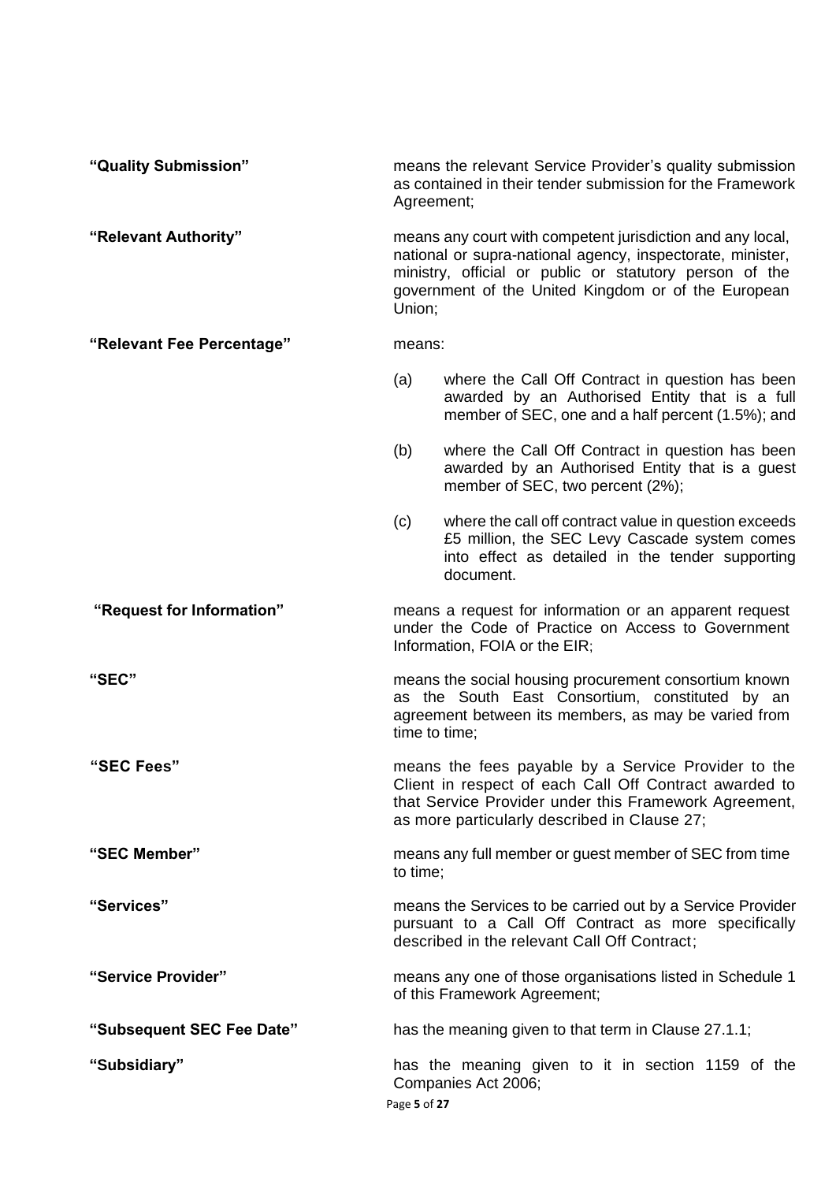**"Quality Submission"** means the relevant Service Provider's quality submission as contained in their tender submission for the Framework Agreement;

**"Relevant Authority"** means any court with competent jurisdiction and any local, national or supra-national agency, inspectorate, minister, ministry, official or public or statutory person of the government of the United Kingdom or of the European Union;

**"Relevant Fee Percentage"** means:

(a) where the Call Off Contract in question has been awarded by an Authorised Entity that is a full member of SEC, one and a half percent (1.5%); and

(b) where the Call Off Contract in question has been awarded by an Authorised Entity that is a guest member of SEC, two percent (2%);

(c) where the call off contract value in question exceeds £5 million, the SEC Levy Cascade system comes into effect as detailed in the tender supporting document.

**"Request for Information"** means a request for information or an apparent request under the Code of Practice on Access to Government Information, FOIA or the EIR;

**"SEC"** means the social housing procurement consortium known as the South East Consortium, constituted by an agreement between its members, as may be varied from time to time;

**"SEC Fees"** means the fees payable by a Service Provider to the Client in respect of each Call Off Contract awarded to that Service Provider under this Framework Agreement, as more particularly described in Clause 27;

**"SEC Member"** means any full member or guest member of SEC from time to time;

**"Services"** means the Services to be carried out by a Service Provider pursuant to a Call Off Contract as more specifically described in the relevant Call Off Contract;

**"Service Provider"** means any one of those organisations listed in Schedule 1 of this Framework Agreement;

**"Subsequent SEC Fee Date"** has the meaning given to that term in Clause 27.1.1;

**"Subsidiary"** has the meaning given to it in section 1159 of the Companies Act 2006;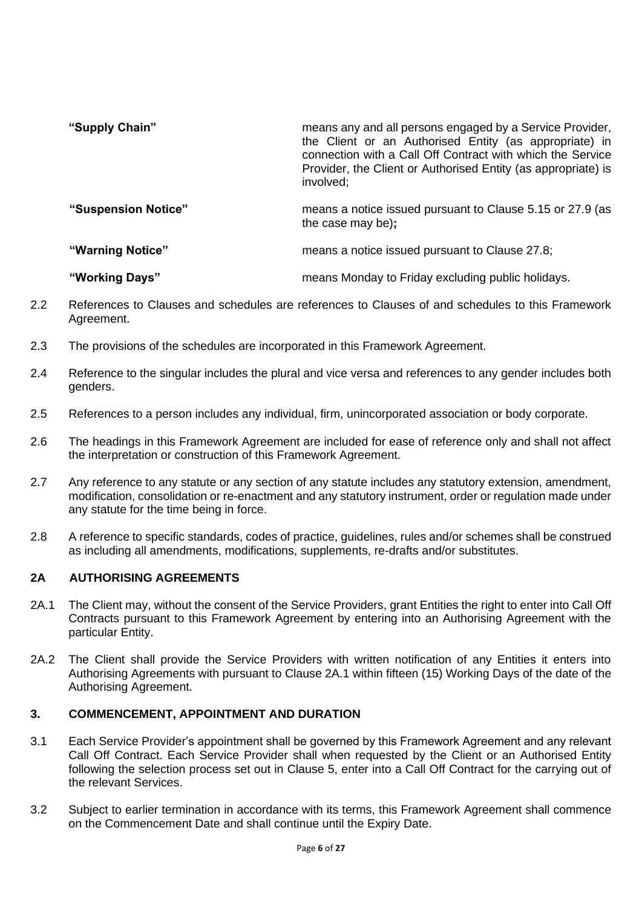| | |
|---|---|
| **"Supply Chain"** | means any and all persons engaged by a Service Provider, the Client or an Authorised Entity (as appropriate) in connection with a Call Off Contract with which the Service Provider, the Client or Authorised Entity (as appropriate) is involved; |
| **"Suspension Notice"** | means a notice issued pursuant to Clause 5.15 or 27.9 (as the case may be)**;** |
| **"Warning Notice"** | means a notice issued pursuant to Clause 27.8; |
| **"Working Days"** | means Monday to Friday excluding public holidays. |

2.2 References to Clauses and schedules are references to Clauses of and schedules to this Framework Agreement.

2.3 The provisions of the schedules are incorporated in this Framework Agreement.

2.4 Reference to the singular includes the plural and vice versa and references to any gender includes both genders.

2.5 References to a person includes any individual, firm, unincorporated association or body corporate.

2.6 The headings in this Framework Agreement are included for ease of reference only and shall not affect the interpretation or construction of this Framework Agreement.

2.7 Any reference to any statute or any section of any statute includes any statutory extension, amendment, modification, consolidation or re-enactment and any statutory instrument, order or regulation made under any statute for the time being in force.

2.8 A reference to specific standards, codes of practice, guidelines, rules and/or schemes shall be construed as including all amendments, modifications, supplements, re-drafts and/or substitutes.

## 2A AUTHORISING AGREEMENTS

2A.1 The Client may, without the consent of the Service Providers, grant Entities the right to enter into Call Off Contracts pursuant to this Framework Agreement by entering into an Authorising Agreement with the particular Entity.

2A.2 The Client shall provide the Service Providers with written notification of any Entities it enters into Authorising Agreements with pursuant to Clause 2A.1 within fifteen (15) Working Days of the date of the Authorising Agreement.

## 3. COMMENCEMENT, APPOINTMENT AND DURATION

3.1 Each Service Provider's appointment shall be governed by this Framework Agreement and any relevant Call Off Contract. Each Service Provider shall when requested by the Client or an Authorised Entity following the selection process set out in Clause 5, enter into a Call Off Contract for the carrying out of the relevant Services.

3.2 Subject to earlier termination in accordance with its terms, this Framework Agreement shall commence on the Commencement Date and shall continue until the Expiry Date.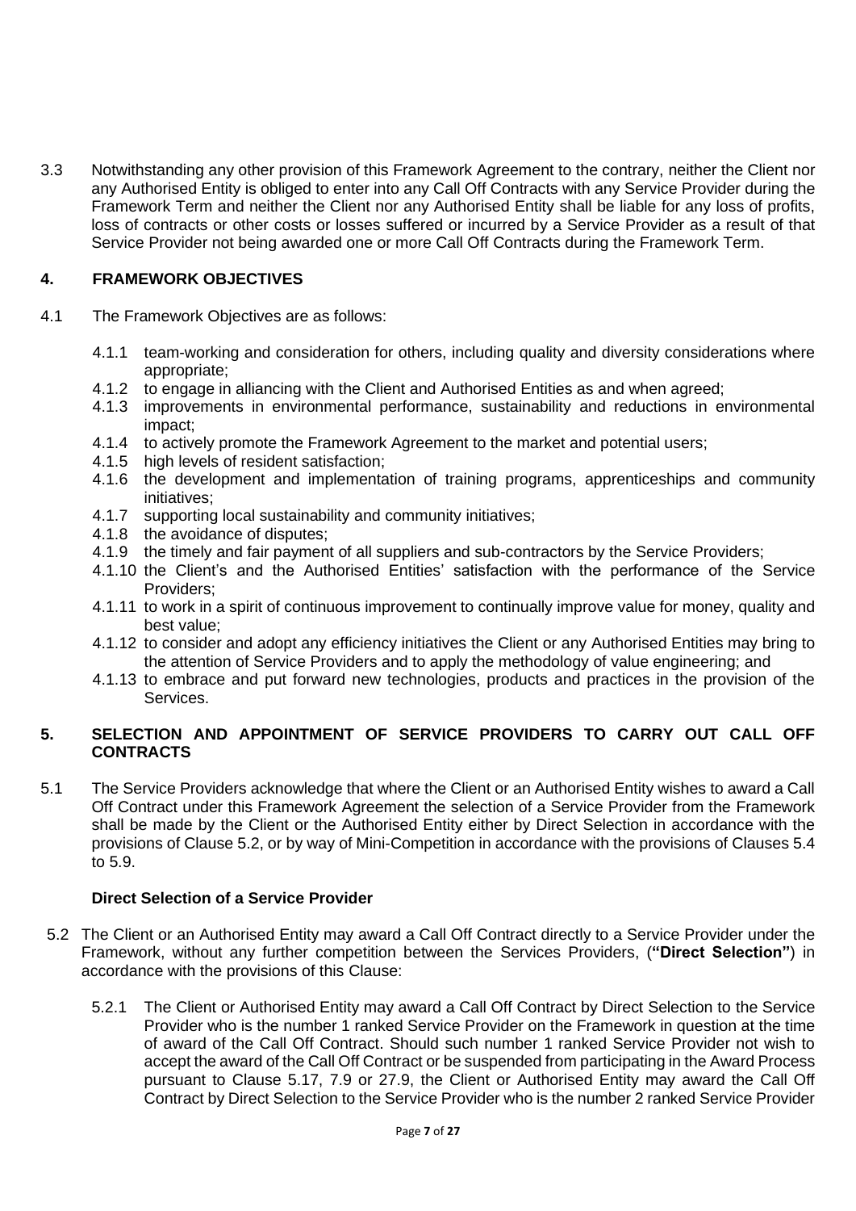3.3 Notwithstanding any other provision of this Framework Agreement to the contrary, neither the Client nor any Authorised Entity is obliged to enter into any Call Off Contracts with any Service Provider during the Framework Term and neither the Client nor any Authorised Entity shall be liable for any loss of profits, loss of contracts or other costs or losses suffered or incurred by a Service Provider as a result of that Service Provider not being awarded one or more Call Off Contracts during the Framework Term.

## 4. FRAMEWORK OBJECTIVES

4.1 The Framework Objectives are as follows:

- 4.1.1 team-working and consideration for others, including quality and diversity considerations where appropriate;
- 4.1.2 to engage in alliancing with the Client and Authorised Entities as and when agreed;
- 4.1.3 improvements in environmental performance, sustainability and reductions in environmental impact;
- 4.1.4 to actively promote the Framework Agreement to the market and potential users;
- 4.1.5 high levels of resident satisfaction;
- 4.1.6 the development and implementation of training programs, apprenticeships and community initiatives;
- 4.1.7 supporting local sustainability and community initiatives;
- 4.1.8 the avoidance of disputes;
- 4.1.9 the timely and fair payment of all suppliers and sub-contractors by the Service Providers;
- 4.1.10 the Client's and the Authorised Entities' satisfaction with the performance of the Service Providers;
- 4.1.11 to work in a spirit of continuous improvement to continually improve value for money, quality and best value;
- 4.1.12 to consider and adopt any efficiency initiatives the Client or any Authorised Entities may bring to the attention of Service Providers and to apply the methodology of value engineering; and
- 4.1.13 to embrace and put forward new technologies, products and practices in the provision of the Services.

## 5. SELECTION AND APPOINTMENT OF SERVICE PROVIDERS TO CARRY OUT CALL OFF CONTRACTS

5.1 The Service Providers acknowledge that where the Client or an Authorised Entity wishes to award a Call Off Contract under this Framework Agreement the selection of a Service Provider from the Framework shall be made by the Client or the Authorised Entity either by Direct Selection in accordance with the provisions of Clause 5.2, or by way of Mini-Competition in accordance with the provisions of Clauses 5.4 to 5.9.

**Direct Selection of a Service Provider**

5.2 The Client or an Authorised Entity may award a Call Off Contract directly to a Service Provider under the Framework, without any further competition between the Services Providers, (**"Direct Selection"**) in accordance with the provisions of this Clause:

5.2.1 The Client or Authorised Entity may award a Call Off Contract by Direct Selection to the Service Provider who is the number 1 ranked Service Provider on the Framework in question at the time of award of the Call Off Contract. Should such number 1 ranked Service Provider not wish to accept the award of the Call Off Contract or be suspended from participating in the Award Process pursuant to Clause 5.17, 7.9 or 27.9, the Client or Authorised Entity may award the Call Off Contract by Direct Selection to the Service Provider who is the number 2 ranked Service Provider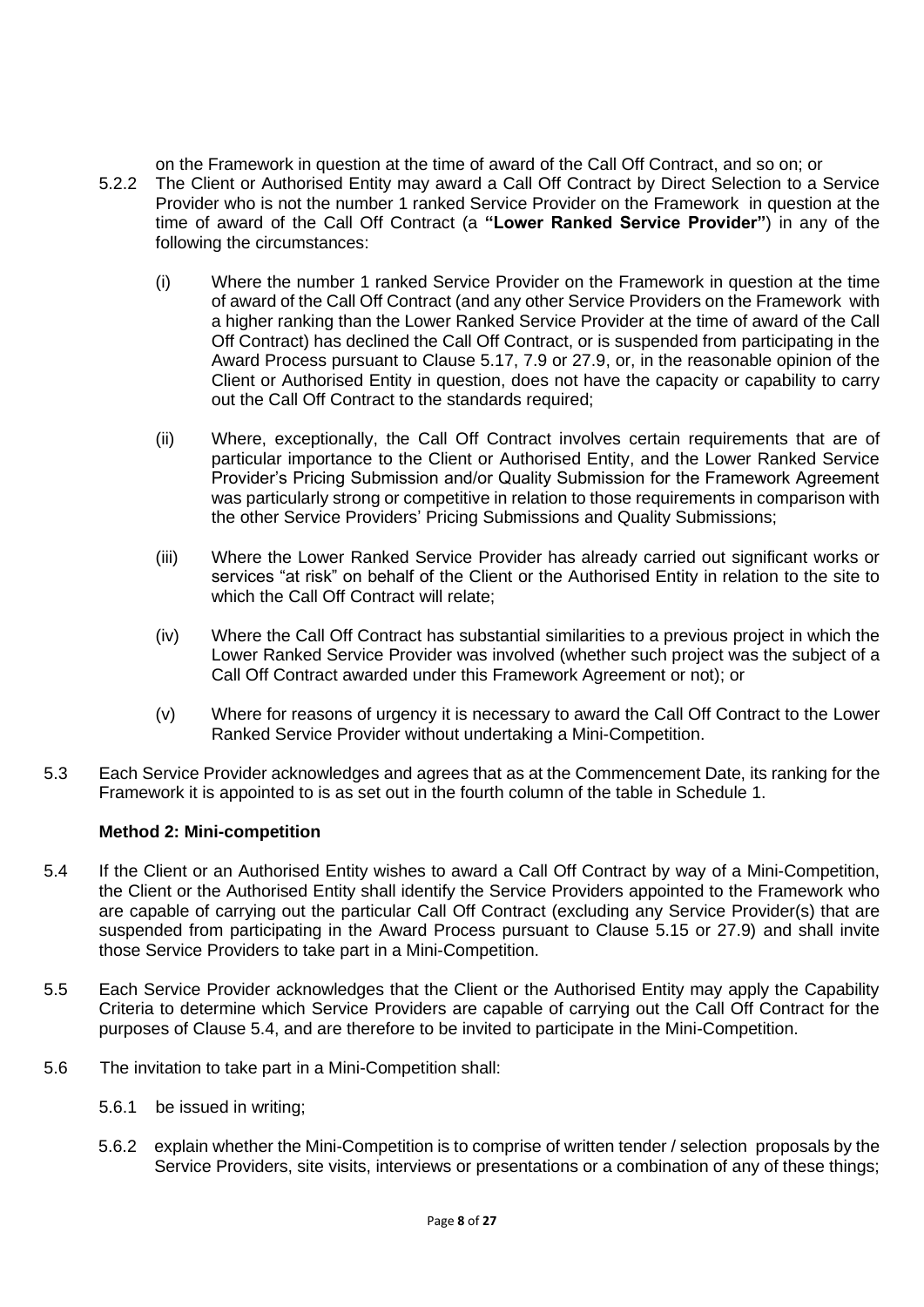on the Framework in question at the time of award of the Call Off Contract, and so on; or

5.2.2 The Client or Authorised Entity may award a Call Off Contract by Direct Selection to a Service Provider who is not the number 1 ranked Service Provider on the Framework in question at the time of award of the Call Off Contract (a **"Lower Ranked Service Provider"**) in any of the following circumstances:

(i) Where the number 1 ranked Service Provider on the Framework in question at the time of award of the Call Off Contract (and any other Service Providers on the Framework with a higher ranking than the Lower Ranked Service Provider at the time of award of the Call Off Contract) has declined the Call Off Contract, or is suspended from participating in the Award Process pursuant to Clause 5.17, 7.9 or 27.9, or, in the reasonable opinion of the Client or Authorised Entity in question, does not have the capacity or capability to carry out the Call Off Contract to the standards required;

(ii) Where, exceptionally, the Call Off Contract involves certain requirements that are of particular importance to the Client or Authorised Entity, and the Lower Ranked Service Provider's Pricing Submission and/or Quality Submission for the Framework Agreement was particularly strong or competitive in relation to those requirements in comparison with the other Service Providers' Pricing Submissions and Quality Submissions;

(iii) Where the Lower Ranked Service Provider has already carried out significant works or services "at risk" on behalf of the Client or the Authorised Entity in relation to the site to which the Call Off Contract will relate;

(iv) Where the Call Off Contract has substantial similarities to a previous project in which the Lower Ranked Service Provider was involved (whether such project was the subject of a Call Off Contract awarded under this Framework Agreement or not); or

(v) Where for reasons of urgency it is necessary to award the Call Off Contract to the Lower Ranked Service Provider without undertaking a Mini-Competition.

5.3 Each Service Provider acknowledges and agrees that as at the Commencement Date, its ranking for the Framework it is appointed to is as set out in the fourth column of the table in Schedule 1.

**Method 2: Mini-competition**

5.4 If the Client or an Authorised Entity wishes to award a Call Off Contract by way of a Mini-Competition, the Client or the Authorised Entity shall identify the Service Providers appointed to the Framework who are capable of carrying out the particular Call Off Contract (excluding any Service Provider(s) that are suspended from participating in the Award Process pursuant to Clause 5.15 or 27.9) and shall invite those Service Providers to take part in a Mini-Competition.

5.5 Each Service Provider acknowledges that the Client or the Authorised Entity may apply the Capability Criteria to determine which Service Providers are capable of carrying out the Call Off Contract for the purposes of Clause 5.4, and are therefore to be invited to participate in the Mini-Competition.

5.6 The invitation to take part in a Mini-Competition shall:

5.6.1 be issued in writing;

5.6.2 explain whether the Mini-Competition is to comprise of written tender / selection proposals by the Service Providers, site visits, interviews or presentations or a combination of any of these things;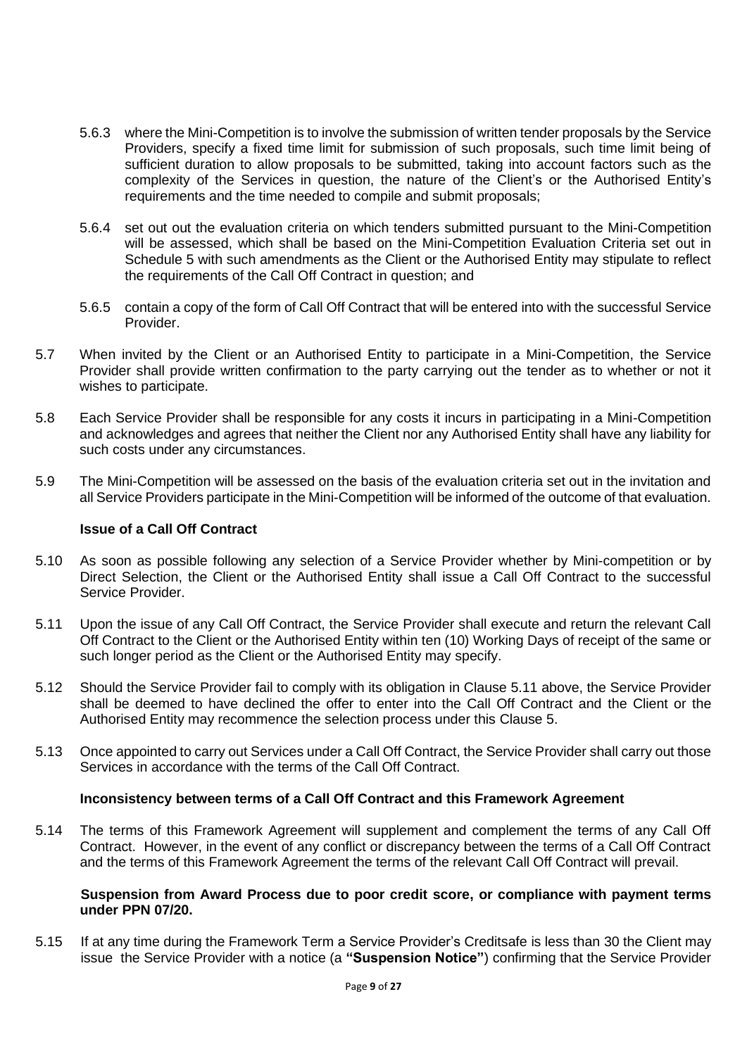5.6.3 where the Mini-Competition is to involve the submission of written tender proposals by the Service Providers, specify a fixed time limit for submission of such proposals, such time limit being of sufficient duration to allow proposals to be submitted, taking into account factors such as the complexity of the Services in question, the nature of the Client's or the Authorised Entity's requirements and the time needed to compile and submit proposals;

5.6.4 set out out the evaluation criteria on which tenders submitted pursuant to the Mini-Competition will be assessed, which shall be based on the Mini-Competition Evaluation Criteria set out in Schedule 5 with such amendments as the Client or the Authorised Entity may stipulate to reflect the requirements of the Call Off Contract in question; and

5.6.5 contain a copy of the form of Call Off Contract that will be entered into with the successful Service Provider.

5.7 When invited by the Client or an Authorised Entity to participate in a Mini-Competition, the Service Provider shall provide written confirmation to the party carrying out the tender as to whether or not it wishes to participate.

5.8 Each Service Provider shall be responsible for any costs it incurs in participating in a Mini-Competition and acknowledges and agrees that neither the Client nor any Authorised Entity shall have any liability for such costs under any circumstances.

5.9 The Mini-Competition will be assessed on the basis of the evaluation criteria set out in the invitation and all Service Providers participate in the Mini-Competition will be informed of the outcome of that evaluation.

**Issue of a Call Off Contract**

5.10 As soon as possible following any selection of a Service Provider whether by Mini-competition or by Direct Selection, the Client or the Authorised Entity shall issue a Call Off Contract to the successful Service Provider.

5.11 Upon the issue of any Call Off Contract, the Service Provider shall execute and return the relevant Call Off Contract to the Client or the Authorised Entity within ten (10) Working Days of receipt of the same or such longer period as the Client or the Authorised Entity may specify.

5.12 Should the Service Provider fail to comply with its obligation in Clause 5.11 above, the Service Provider shall be deemed to have declined the offer to enter into the Call Off Contract and the Client or the Authorised Entity may recommence the selection process under this Clause 5.

5.13 Once appointed to carry out Services under a Call Off Contract, the Service Provider shall carry out those Services in accordance with the terms of the Call Off Contract.

**Inconsistency between terms of a Call Off Contract and this Framework Agreement**

5.14 The terms of this Framework Agreement will supplement and complement the terms of any Call Off Contract. However, in the event of any conflict or discrepancy between the terms of a Call Off Contract and the terms of this Framework Agreement the terms of the relevant Call Off Contract will prevail.

**Suspension from Award Process due to poor credit score, or compliance with payment terms under PPN 07/20.**

5.15 If at any time during the Framework Term a Service Provider's Creditsafe is less than 30 the Client may issue the Service Provider with a notice (a **"Suspension Notice"**) confirming that the Service Provider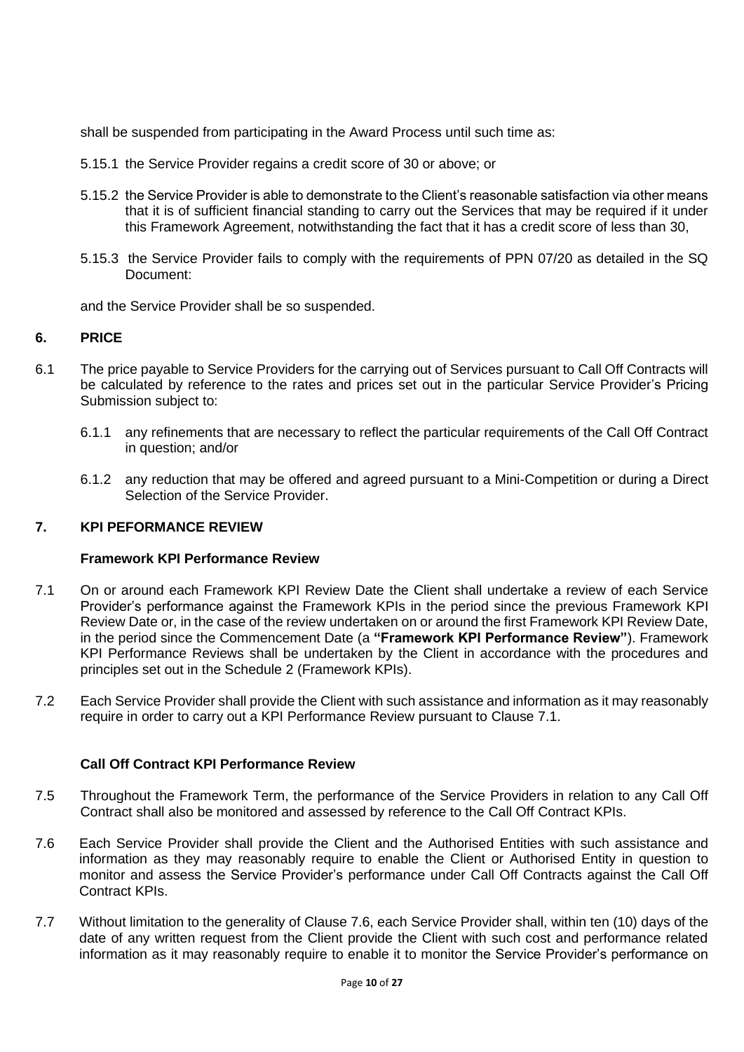shall be suspended from participating in the Award Process until such time as:

5.15.1 the Service Provider regains a credit score of 30 or above; or

5.15.2 the Service Provider is able to demonstrate to the Client's reasonable satisfaction via other means that it is of sufficient financial standing to carry out the Services that may be required if it under this Framework Agreement, notwithstanding the fact that it has a credit score of less than 30,

5.15.3 the Service Provider fails to comply with the requirements of PPN 07/20 as detailed in the SQ Document:

and the Service Provider shall be so suspended.

## 6. PRICE

6.1 The price payable to Service Providers for the carrying out of Services pursuant to Call Off Contracts will be calculated by reference to the rates and prices set out in the particular Service Provider's Pricing Submission subject to:

6.1.1 any refinements that are necessary to reflect the particular requirements of the Call Off Contract in question; and/or

6.1.2 any reduction that may be offered and agreed pursuant to a Mini-Competition or during a Direct Selection of the Service Provider.

## 7. KPI PEFORMANCE REVIEW

### Framework KPI Performance Review

7.1 On or around each Framework KPI Review Date the Client shall undertake a review of each Service Provider's performance against the Framework KPIs in the period since the previous Framework KPI Review Date or, in the case of the review undertaken on or around the first Framework KPI Review Date, in the period since the Commencement Date (a **"Framework KPI Performance Review"**). Framework KPI Performance Reviews shall be undertaken by the Client in accordance with the procedures and principles set out in the Schedule 2 (Framework KPIs).

7.2 Each Service Provider shall provide the Client with such assistance and information as it may reasonably require in order to carry out a KPI Performance Review pursuant to Clause 7.1.

### Call Off Contract KPI Performance Review

7.5 Throughout the Framework Term, the performance of the Service Providers in relation to any Call Off Contract shall also be monitored and assessed by reference to the Call Off Contract KPIs.

7.6 Each Service Provider shall provide the Client and the Authorised Entities with such assistance and information as they may reasonably require to enable the Client or Authorised Entity in question to monitor and assess the Service Provider's performance under Call Off Contracts against the Call Off Contract KPIs.

7.7 Without limitation to the generality of Clause 7.6, each Service Provider shall, within ten (10) days of the date of any written request from the Client provide the Client with such cost and performance related information as it may reasonably require to enable it to monitor the Service Provider's performance on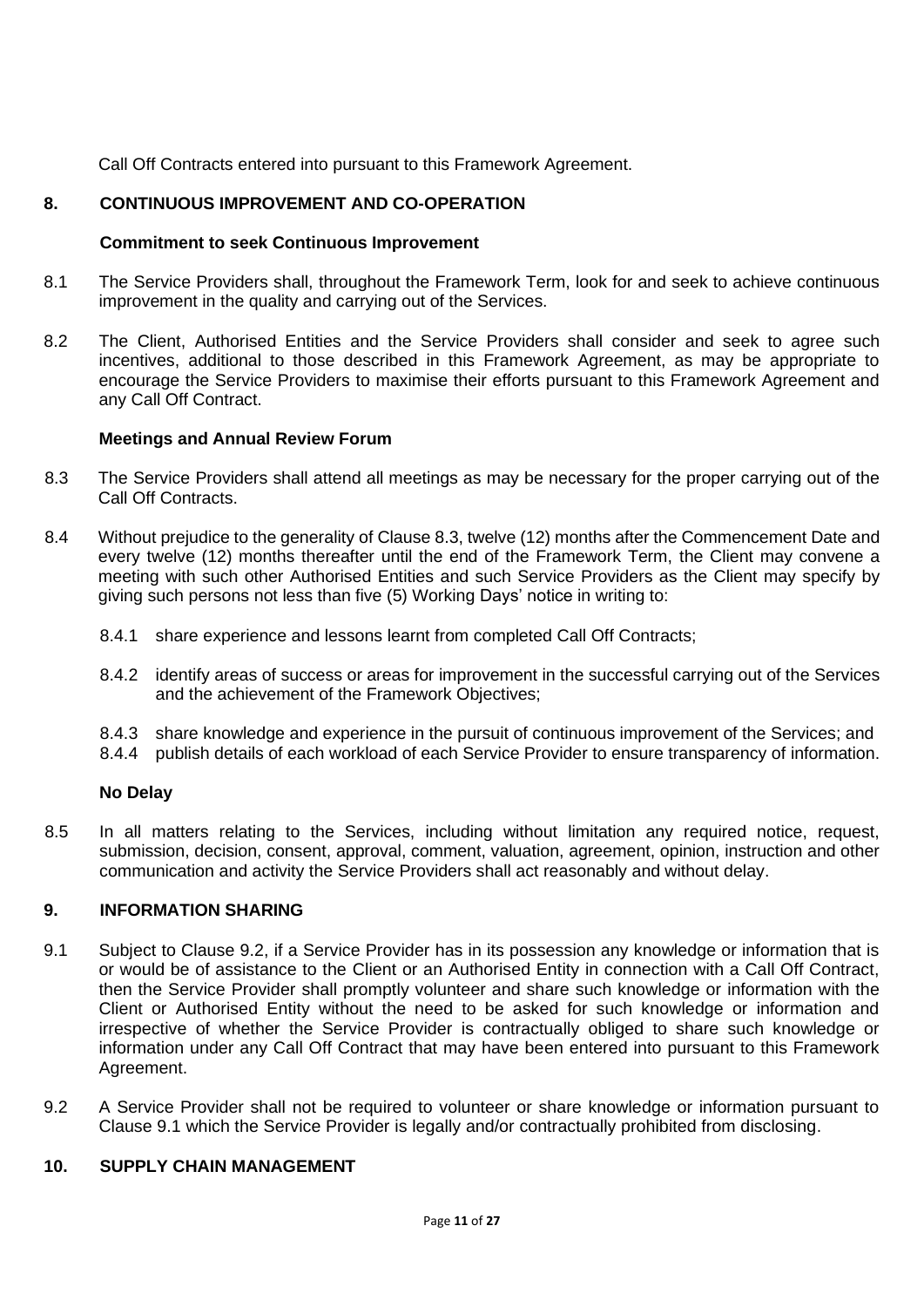Call Off Contracts entered into pursuant to this Framework Agreement.

## 8. CONTINUOUS IMPROVEMENT AND CO-OPERATION

**Commitment to seek Continuous Improvement**

8.1 The Service Providers shall, throughout the Framework Term, look for and seek to achieve continuous improvement in the quality and carrying out of the Services.

8.2 The Client, Authorised Entities and the Service Providers shall consider and seek to agree such incentives, additional to those described in this Framework Agreement, as may be appropriate to encourage the Service Providers to maximise their efforts pursuant to this Framework Agreement and any Call Off Contract.

**Meetings and Annual Review Forum**

8.3 The Service Providers shall attend all meetings as may be necessary for the proper carrying out of the Call Off Contracts.

8.4 Without prejudice to the generality of Clause 8.3, twelve (12) months after the Commencement Date and every twelve (12) months thereafter until the end of the Framework Term, the Client may convene a meeting with such other Authorised Entities and such Service Providers as the Client may specify by giving such persons not less than five (5) Working Days' notice in writing to:

8.4.1 share experience and lessons learnt from completed Call Off Contracts;

8.4.2 identify areas of success or areas for improvement in the successful carrying out of the Services and the achievement of the Framework Objectives;

8.4.3 share knowledge and experience in the pursuit of continuous improvement of the Services; and

8.4.4 publish details of each workload of each Service Provider to ensure transparency of information.

**No Delay**

8.5 In all matters relating to the Services, including without limitation any required notice, request, submission, decision, consent, approval, comment, valuation, agreement, opinion, instruction and other communication and activity the Service Providers shall act reasonably and without delay.

## 9. INFORMATION SHARING

9.1 Subject to Clause 9.2, if a Service Provider has in its possession any knowledge or information that is or would be of assistance to the Client or an Authorised Entity in connection with a Call Off Contract, then the Service Provider shall promptly volunteer and share such knowledge or information with the Client or Authorised Entity without the need to be asked for such knowledge or information and irrespective of whether the Service Provider is contractually obliged to share such knowledge or information under any Call Off Contract that may have been entered into pursuant to this Framework Agreement.

9.2 A Service Provider shall not be required to volunteer or share knowledge or information pursuant to Clause 9.1 which the Service Provider is legally and/or contractually prohibited from disclosing.

## 10. SUPPLY CHAIN MANAGEMENT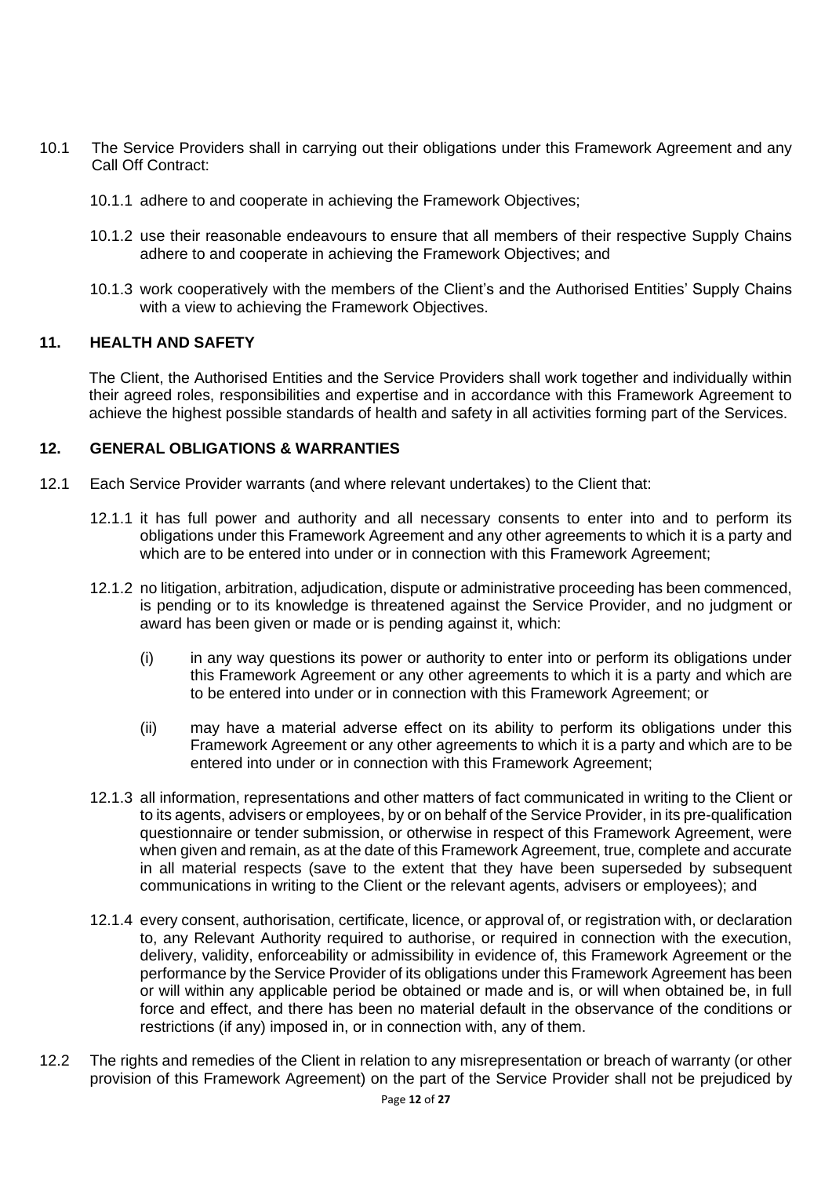10.1 The Service Providers shall in carrying out their obligations under this Framework Agreement and any Call Off Contract:

10.1.1 adhere to and cooperate in achieving the Framework Objectives;

10.1.2 use their reasonable endeavours to ensure that all members of their respective Supply Chains adhere to and cooperate in achieving the Framework Objectives; and

10.1.3 work cooperatively with the members of the Client's and the Authorised Entities' Supply Chains with a view to achieving the Framework Objectives.

## 11. HEALTH AND SAFETY

The Client, the Authorised Entities and the Service Providers shall work together and individually within their agreed roles, responsibilities and expertise and in accordance with this Framework Agreement to achieve the highest possible standards of health and safety in all activities forming part of the Services.

## 12. GENERAL OBLIGATIONS & WARRANTIES

12.1 Each Service Provider warrants (and where relevant undertakes) to the Client that:

12.1.1 it has full power and authority and all necessary consents to enter into and to perform its obligations under this Framework Agreement and any other agreements to which it is a party and which are to be entered into under or in connection with this Framework Agreement;

12.1.2 no litigation, arbitration, adjudication, dispute or administrative proceeding has been commenced, is pending or to its knowledge is threatened against the Service Provider, and no judgment or award has been given or made or is pending against it, which:

(i) in any way questions its power or authority to enter into or perform its obligations under this Framework Agreement or any other agreements to which it is a party and which are to be entered into under or in connection with this Framework Agreement; or

(ii) may have a material adverse effect on its ability to perform its obligations under this Framework Agreement or any other agreements to which it is a party and which are to be entered into under or in connection with this Framework Agreement;

12.1.3 all information, representations and other matters of fact communicated in writing to the Client or to its agents, advisers or employees, by or on behalf of the Service Provider, in its pre-qualification questionnaire or tender submission, or otherwise in respect of this Framework Agreement, were when given and remain, as at the date of this Framework Agreement, true, complete and accurate in all material respects (save to the extent that they have been superseded by subsequent communications in writing to the Client or the relevant agents, advisers or employees); and

12.1.4 every consent, authorisation, certificate, licence, or approval of, or registration with, or declaration to, any Relevant Authority required to authorise, or required in connection with the execution, delivery, validity, enforceability or admissibility in evidence of, this Framework Agreement or the performance by the Service Provider of its obligations under this Framework Agreement has been or will within any applicable period be obtained or made and is, or will when obtained be, in full force and effect, and there has been no material default in the observance of the conditions or restrictions (if any) imposed in, or in connection with, any of them.

12.2 The rights and remedies of the Client in relation to any misrepresentation or breach of warranty (or other provision of this Framework Agreement) on the part of the Service Provider shall not be prejudiced by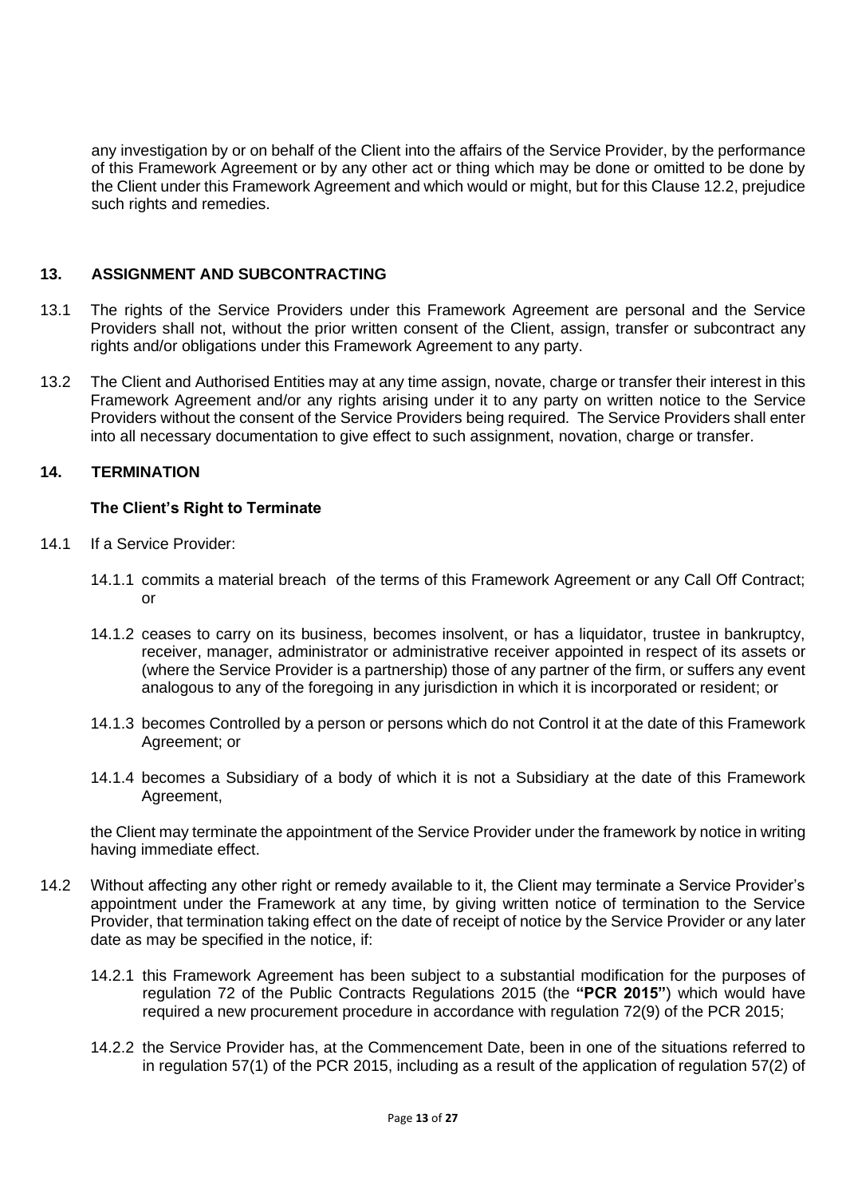any investigation by or on behalf of the Client into the affairs of the Service Provider, by the performance of this Framework Agreement or by any other act or thing which may be done or omitted to be done by the Client under this Framework Agreement and which would or might, but for this Clause 12.2, prejudice such rights and remedies.

## 13. ASSIGNMENT AND SUBCONTRACTING

13.1 The rights of the Service Providers under this Framework Agreement are personal and the Service Providers shall not, without the prior written consent of the Client, assign, transfer or subcontract any rights and/or obligations under this Framework Agreement to any party.

13.2 The Client and Authorised Entities may at any time assign, novate, charge or transfer their interest in this Framework Agreement and/or any rights arising under it to any party on written notice to the Service Providers without the consent of the Service Providers being required. The Service Providers shall enter into all necessary documentation to give effect to such assignment, novation, charge or transfer.

## 14. TERMINATION

### The Client's Right to Terminate

14.1 If a Service Provider:

14.1.1 commits a material breach of the terms of this Framework Agreement or any Call Off Contract; or

14.1.2 ceases to carry on its business, becomes insolvent, or has a liquidator, trustee in bankruptcy, receiver, manager, administrator or administrative receiver appointed in respect of its assets or (where the Service Provider is a partnership) those of any partner of the firm, or suffers any event analogous to any of the foregoing in any jurisdiction in which it is incorporated or resident; or

14.1.3 becomes Controlled by a person or persons which do not Control it at the date of this Framework Agreement; or

14.1.4 becomes a Subsidiary of a body of which it is not a Subsidiary at the date of this Framework Agreement,

the Client may terminate the appointment of the Service Provider under the framework by notice in writing having immediate effect.

14.2 Without affecting any other right or remedy available to it, the Client may terminate a Service Provider's appointment under the Framework at any time, by giving written notice of termination to the Service Provider, that termination taking effect on the date of receipt of notice by the Service Provider or any later date as may be specified in the notice, if:

14.2.1 this Framework Agreement has been subject to a substantial modification for the purposes of regulation 72 of the Public Contracts Regulations 2015 (the **"PCR 2015"**) which would have required a new procurement procedure in accordance with regulation 72(9) of the PCR 2015;

14.2.2 the Service Provider has, at the Commencement Date, been in one of the situations referred to in regulation 57(1) of the PCR 2015, including as a result of the application of regulation 57(2) of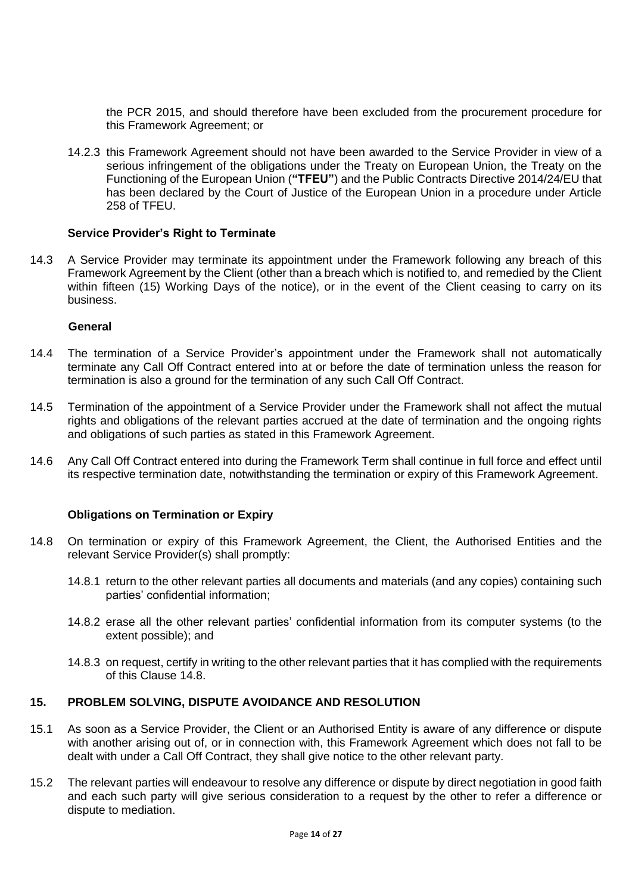the PCR 2015, and should therefore have been excluded from the procurement procedure for this Framework Agreement; or

14.2.3 this Framework Agreement should not have been awarded to the Service Provider in view of a serious infringement of the obligations under the Treaty on European Union, the Treaty on the Functioning of the European Union (**"TFEU"**) and the Public Contracts Directive 2014/24/EU that has been declared by the Court of Justice of the European Union in a procedure under Article 258 of TFEU.

**Service Provider's Right to Terminate**

14.3 A Service Provider may terminate its appointment under the Framework following any breach of this Framework Agreement by the Client (other than a breach which is notified to, and remedied by the Client within fifteen (15) Working Days of the notice), or in the event of the Client ceasing to carry on its business.

**General**

14.4 The termination of a Service Provider's appointment under the Framework shall not automatically terminate any Call Off Contract entered into at or before the date of termination unless the reason for termination is also a ground for the termination of any such Call Off Contract.

14.5 Termination of the appointment of a Service Provider under the Framework shall not affect the mutual rights and obligations of the relevant parties accrued at the date of termination and the ongoing rights and obligations of such parties as stated in this Framework Agreement.

14.6 Any Call Off Contract entered into during the Framework Term shall continue in full force and effect until its respective termination date, notwithstanding the termination or expiry of this Framework Agreement.

**Obligations on Termination or Expiry**

14.8 On termination or expiry of this Framework Agreement, the Client, the Authorised Entities and the relevant Service Provider(s) shall promptly:

14.8.1 return to the other relevant parties all documents and materials (and any copies) containing such parties' confidential information;

14.8.2 erase all the other relevant parties' confidential information from its computer systems (to the extent possible); and

14.8.3 on request, certify in writing to the other relevant parties that it has complied with the requirements of this Clause 14.8.

## 15. PROBLEM SOLVING, DISPUTE AVOIDANCE AND RESOLUTION

15.1 As soon as a Service Provider, the Client or an Authorised Entity is aware of any difference or dispute with another arising out of, or in connection with, this Framework Agreement which does not fall to be dealt with under a Call Off Contract, they shall give notice to the other relevant party.

15.2 The relevant parties will endeavour to resolve any difference or dispute by direct negotiation in good faith and each such party will give serious consideration to a request by the other to refer a difference or dispute to mediation.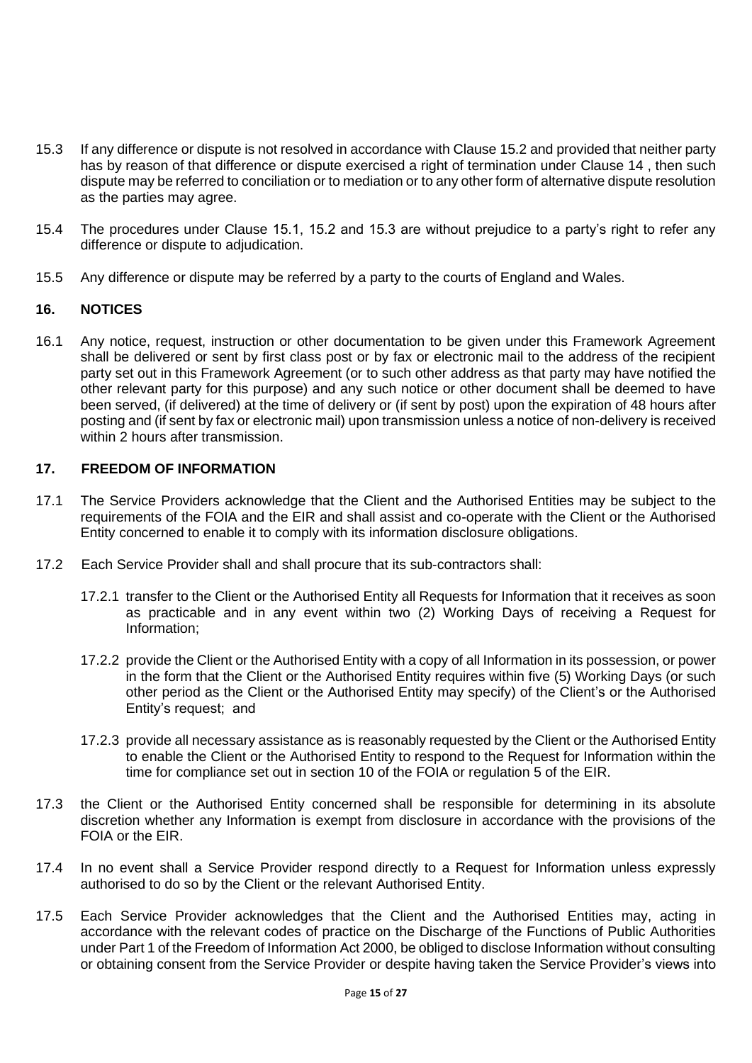15.3 If any difference or dispute is not resolved in accordance with Clause 15.2 and provided that neither party has by reason of that difference or dispute exercised a right of termination under Clause 14 , then such dispute may be referred to conciliation or to mediation or to any other form of alternative dispute resolution as the parties may agree.

15.4 The procedures under Clause 15.1, 15.2 and 15.3 are without prejudice to a party's right to refer any difference or dispute to adjudication.

15.5 Any difference or dispute may be referred by a party to the courts of England and Wales.

## 16. NOTICES

16.1 Any notice, request, instruction or other documentation to be given under this Framework Agreement shall be delivered or sent by first class post or by fax or electronic mail to the address of the recipient party set out in this Framework Agreement (or to such other address as that party may have notified the other relevant party for this purpose) and any such notice or other document shall be deemed to have been served, (if delivered) at the time of delivery or (if sent by post) upon the expiration of 48 hours after posting and (if sent by fax or electronic mail) upon transmission unless a notice of non-delivery is received within 2 hours after transmission.

## 17. FREEDOM OF INFORMATION

17.1 The Service Providers acknowledge that the Client and the Authorised Entities may be subject to the requirements of the FOIA and the EIR and shall assist and co-operate with the Client or the Authorised Entity concerned to enable it to comply with its information disclosure obligations.

17.2 Each Service Provider shall and shall procure that its sub-contractors shall:

17.2.1 transfer to the Client or the Authorised Entity all Requests for Information that it receives as soon as practicable and in any event within two (2) Working Days of receiving a Request for Information;

17.2.2 provide the Client or the Authorised Entity with a copy of all Information in its possession, or power in the form that the Client or the Authorised Entity requires within five (5) Working Days (or such other period as the Client or the Authorised Entity may specify) of the Client's or the Authorised Entity's request; and

17.2.3 provide all necessary assistance as is reasonably requested by the Client or the Authorised Entity to enable the Client or the Authorised Entity to respond to the Request for Information within the time for compliance set out in section 10 of the FOIA or regulation 5 of the EIR.

17.3 the Client or the Authorised Entity concerned shall be responsible for determining in its absolute discretion whether any Information is exempt from disclosure in accordance with the provisions of the FOIA or the EIR.

17.4 In no event shall a Service Provider respond directly to a Request for Information unless expressly authorised to do so by the Client or the relevant Authorised Entity.

17.5 Each Service Provider acknowledges that the Client and the Authorised Entities may, acting in accordance with the relevant codes of practice on the Discharge of the Functions of Public Authorities under Part 1 of the Freedom of Information Act 2000, be obliged to disclose Information without consulting or obtaining consent from the Service Provider or despite having taken the Service Provider's views into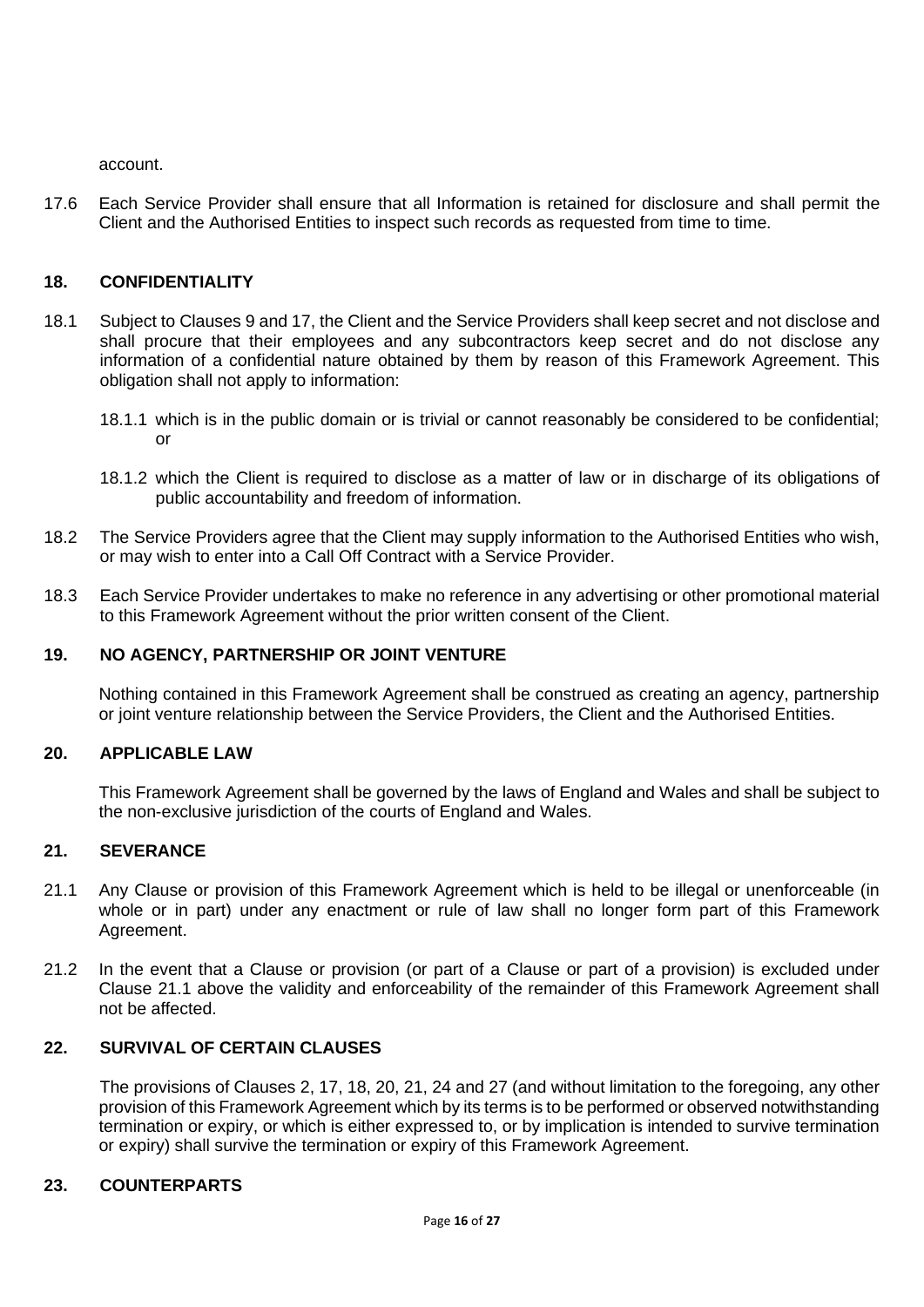account.

17.6 Each Service Provider shall ensure that all Information is retained for disclosure and shall permit the Client and the Authorised Entities to inspect such records as requested from time to time.

## 18. CONFIDENTIALITY

18.1 Subject to Clauses 9 and 17, the Client and the Service Providers shall keep secret and not disclose and shall procure that their employees and any subcontractors keep secret and do not disclose any information of a confidential nature obtained by them by reason of this Framework Agreement. This obligation shall not apply to information:

18.1.1 which is in the public domain or is trivial or cannot reasonably be considered to be confidential; or

18.1.2 which the Client is required to disclose as a matter of law or in discharge of its obligations of public accountability and freedom of information.

18.2 The Service Providers agree that the Client may supply information to the Authorised Entities who wish, or may wish to enter into a Call Off Contract with a Service Provider.

18.3 Each Service Provider undertakes to make no reference in any advertising or other promotional material to this Framework Agreement without the prior written consent of the Client.

## 19. NO AGENCY, PARTNERSHIP OR JOINT VENTURE

Nothing contained in this Framework Agreement shall be construed as creating an agency, partnership or joint venture relationship between the Service Providers, the Client and the Authorised Entities.

## 20. APPLICABLE LAW

This Framework Agreement shall be governed by the laws of England and Wales and shall be subject to the non-exclusive jurisdiction of the courts of England and Wales.

## 21. SEVERANCE

21.1 Any Clause or provision of this Framework Agreement which is held to be illegal or unenforceable (in whole or in part) under any enactment or rule of law shall no longer form part of this Framework Agreement.

21.2 In the event that a Clause or provision (or part of a Clause or part of a provision) is excluded under Clause 21.1 above the validity and enforceability of the remainder of this Framework Agreement shall not be affected.

## 22. SURVIVAL OF CERTAIN CLAUSES

The provisions of Clauses 2, 17, 18, 20, 21, 24 and 27 (and without limitation to the foregoing, any other provision of this Framework Agreement which by its terms is to be performed or observed notwithstanding termination or expiry, or which is either expressed to, or by implication is intended to survive termination or expiry) shall survive the termination or expiry of this Framework Agreement.

## 23. COUNTERPARTS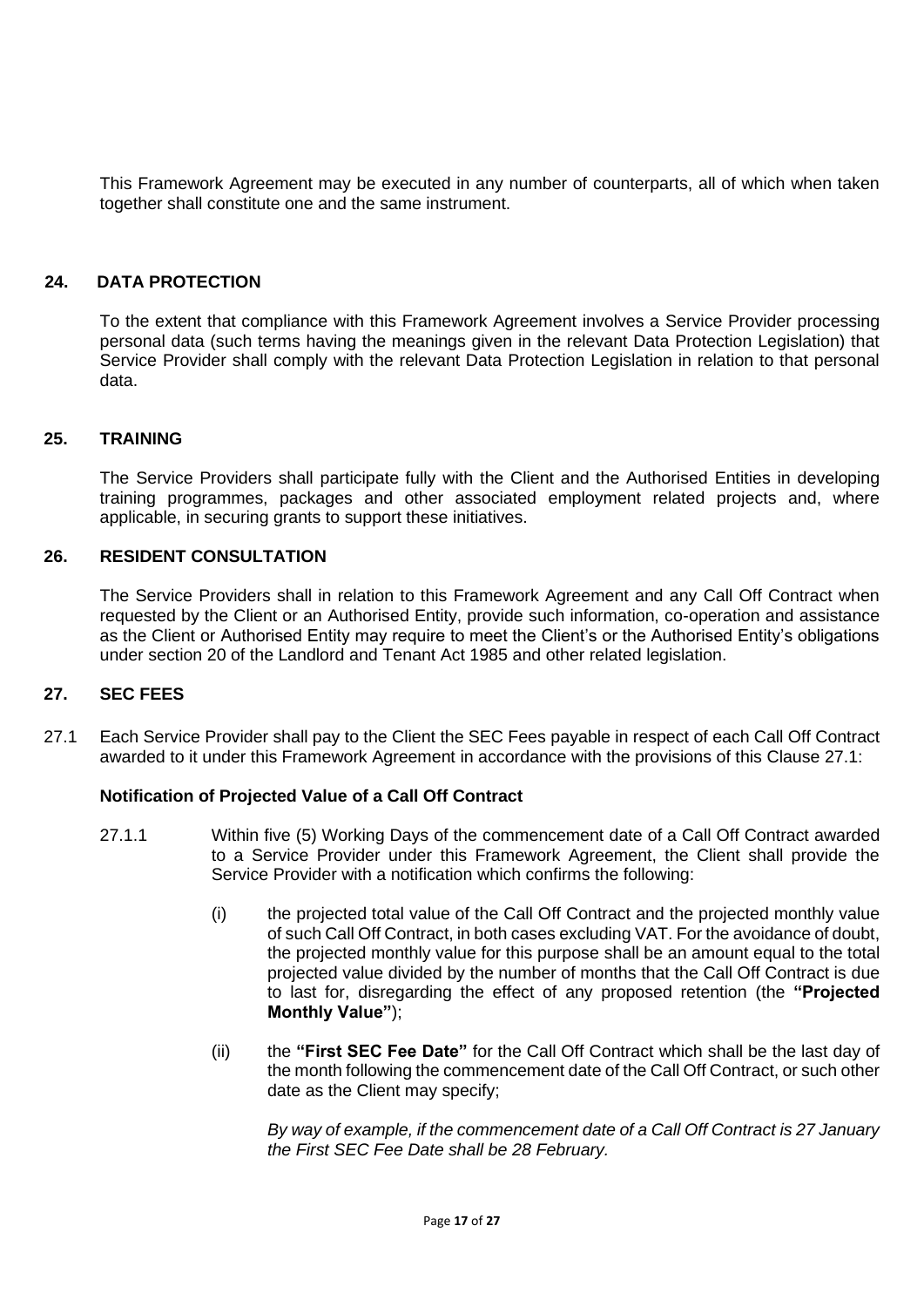This Framework Agreement may be executed in any number of counterparts, all of which when taken together shall constitute one and the same instrument.

## 24. DATA PROTECTION

To the extent that compliance with this Framework Agreement involves a Service Provider processing personal data (such terms having the meanings given in the relevant Data Protection Legislation) that Service Provider shall comply with the relevant Data Protection Legislation in relation to that personal data.

## 25. TRAINING

The Service Providers shall participate fully with the Client and the Authorised Entities in developing training programmes, packages and other associated employment related projects and, where applicable, in securing grants to support these initiatives.

## 26. RESIDENT CONSULTATION

The Service Providers shall in relation to this Framework Agreement and any Call Off Contract when requested by the Client or an Authorised Entity, provide such information, co-operation and assistance as the Client or Authorised Entity may require to meet the Client's or the Authorised Entity's obligations under section 20 of the Landlord and Tenant Act 1985 and other related legislation.

## 27. SEC FEES

27.1 Each Service Provider shall pay to the Client the SEC Fees payable in respect of each Call Off Contract awarded to it under this Framework Agreement in accordance with the provisions of this Clause 27.1:

**Notification of Projected Value of a Call Off Contract**

27.1.1 Within five (5) Working Days of the commencement date of a Call Off Contract awarded to a Service Provider under this Framework Agreement, the Client shall provide the Service Provider with a notification which confirms the following:

(i) the projected total value of the Call Off Contract and the projected monthly value of such Call Off Contract, in both cases excluding VAT. For the avoidance of doubt, the projected monthly value for this purpose shall be an amount equal to the total projected value divided by the number of months that the Call Off Contract is due to last for, disregarding the effect of any proposed retention (the **"Projected Monthly Value"**);

(ii) the **"First SEC Fee Date"** for the Call Off Contract which shall be the last day of the month following the commencement date of the Call Off Contract, or such other date as the Client may specify;

*By way of example, if the commencement date of a Call Off Contract is 27 January the First SEC Fee Date shall be 28 February.*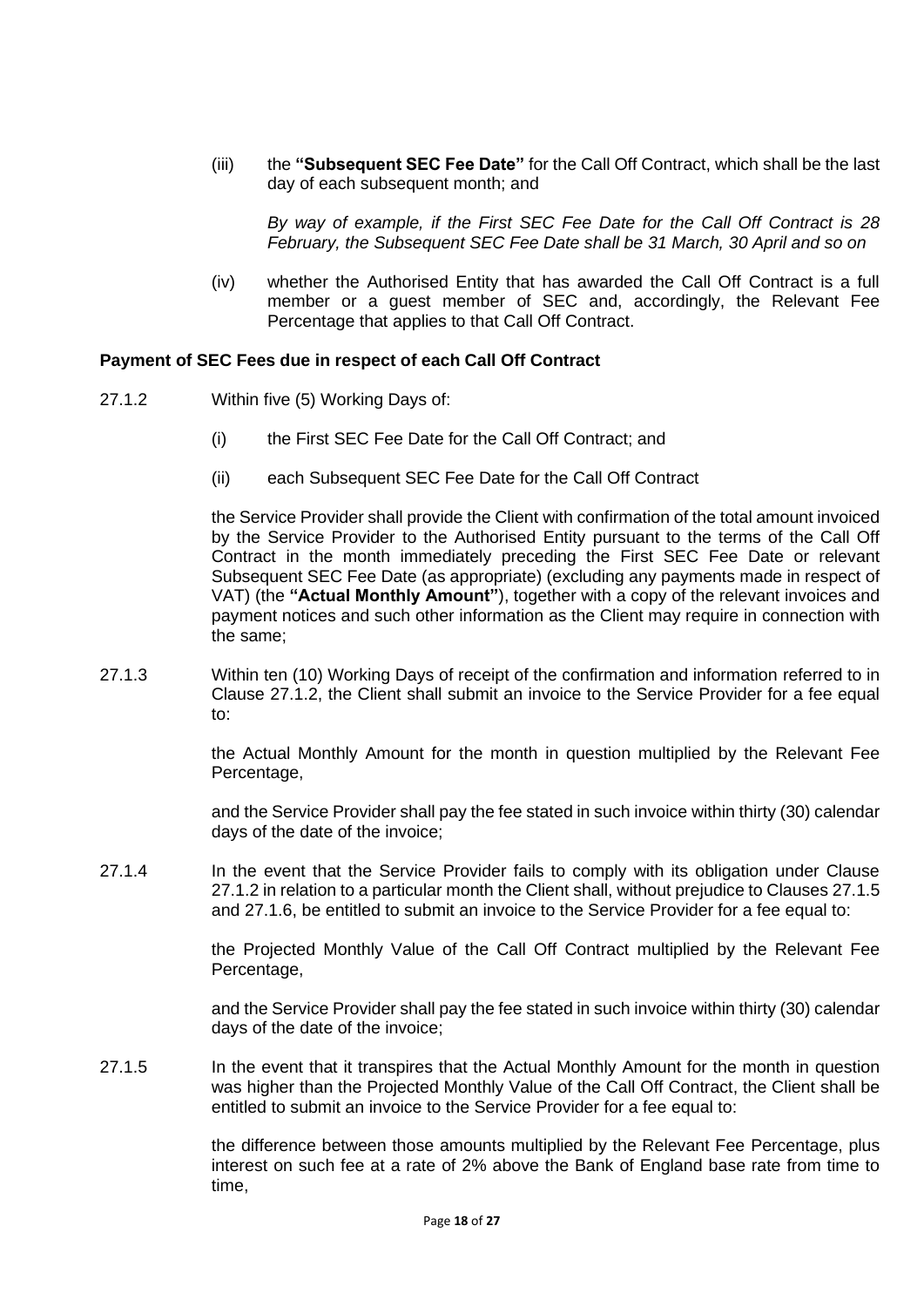(iii) the **"Subsequent SEC Fee Date"** for the Call Off Contract, which shall be the last day of each subsequent month; and

*By way of example, if the First SEC Fee Date for the Call Off Contract is 28 February, the Subsequent SEC Fee Date shall be 31 March, 30 April and so on*

(iv) whether the Authorised Entity that has awarded the Call Off Contract is a full member or a guest member of SEC and, accordingly, the Relevant Fee Percentage that applies to that Call Off Contract.

**Payment of SEC Fees due in respect of each Call Off Contract**

27.1.2 Within five (5) Working Days of:

(i) the First SEC Fee Date for the Call Off Contract; and

(ii) each Subsequent SEC Fee Date for the Call Off Contract

the Service Provider shall provide the Client with confirmation of the total amount invoiced by the Service Provider to the Authorised Entity pursuant to the terms of the Call Off Contract in the month immediately preceding the First SEC Fee Date or relevant Subsequent SEC Fee Date (as appropriate) (excluding any payments made in respect of VAT) (the **"Actual Monthly Amount"**), together with a copy of the relevant invoices and payment notices and such other information as the Client may require in connection with the same;

27.1.3 Within ten (10) Working Days of receipt of the confirmation and information referred to in Clause 27.1.2, the Client shall submit an invoice to the Service Provider for a fee equal to:

the Actual Monthly Amount for the month in question multiplied by the Relevant Fee Percentage,

and the Service Provider shall pay the fee stated in such invoice within thirty (30) calendar days of the date of the invoice;

27.1.4 In the event that the Service Provider fails to comply with its obligation under Clause 27.1.2 in relation to a particular month the Client shall, without prejudice to Clauses 27.1.5 and 27.1.6, be entitled to submit an invoice to the Service Provider for a fee equal to:

the Projected Monthly Value of the Call Off Contract multiplied by the Relevant Fee Percentage,

and the Service Provider shall pay the fee stated in such invoice within thirty (30) calendar days of the date of the invoice;

27.1.5 In the event that it transpires that the Actual Monthly Amount for the month in question was higher than the Projected Monthly Value of the Call Off Contract, the Client shall be entitled to submit an invoice to the Service Provider for a fee equal to:

the difference between those amounts multiplied by the Relevant Fee Percentage, plus interest on such fee at a rate of 2% above the Bank of England base rate from time to time,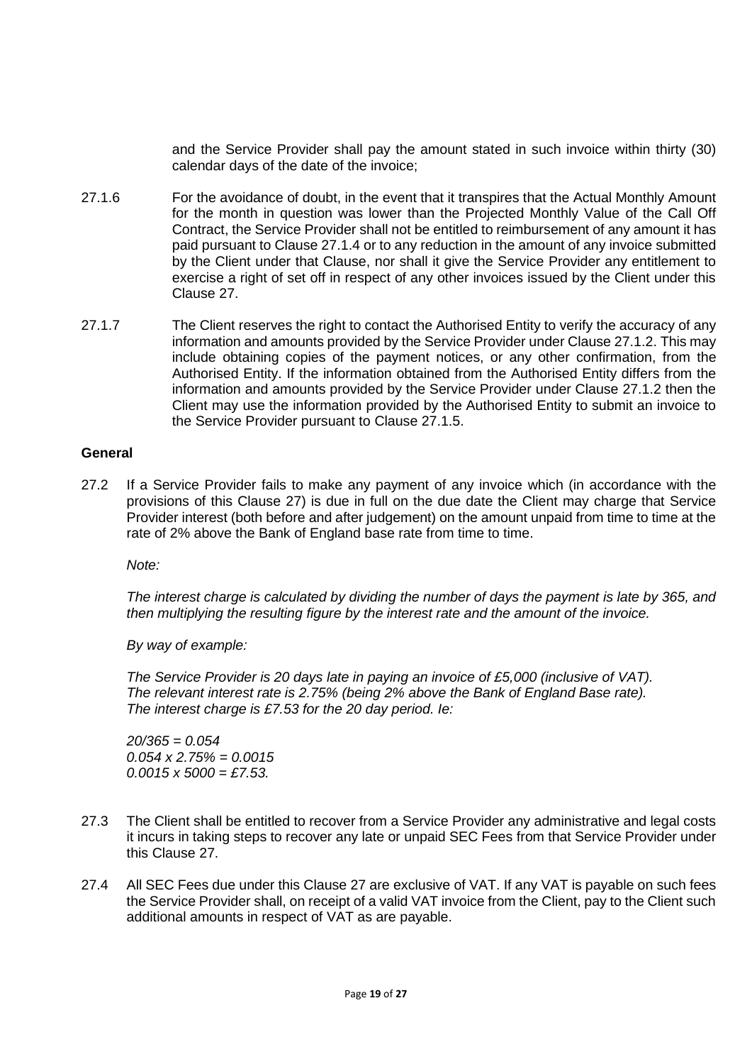and the Service Provider shall pay the amount stated in such invoice within thirty (30) calendar days of the date of the invoice;

27.1.6 For the avoidance of doubt, in the event that it transpires that the Actual Monthly Amount for the month in question was lower than the Projected Monthly Value of the Call Off Contract, the Service Provider shall not be entitled to reimbursement of any amount it has paid pursuant to Clause 27.1.4 or to any reduction in the amount of any invoice submitted by the Client under that Clause, nor shall it give the Service Provider any entitlement to exercise a right of set off in respect of any other invoices issued by the Client under this Clause 27.

27.1.7 The Client reserves the right to contact the Authorised Entity to verify the accuracy of any information and amounts provided by the Service Provider under Clause 27.1.2. This may include obtaining copies of the payment notices, or any other confirmation, from the Authorised Entity. If the information obtained from the Authorised Entity differs from the information and amounts provided by the Service Provider under Clause 27.1.2 then the Client may use the information provided by the Authorised Entity to submit an invoice to the Service Provider pursuant to Clause 27.1.5.

**General**

27.2 If a Service Provider fails to make any payment of any invoice which (in accordance with the provisions of this Clause 27) is due in full on the due date the Client may charge that Service Provider interest (both before and after judgement) on the amount unpaid from time to time at the rate of 2% above the Bank of England base rate from time to time.

*Note:*

*The interest charge is calculated by dividing the number of days the payment is late by 365, and then multiplying the resulting figure by the interest rate and the amount of the invoice.*

*By way of example:*

*The Service Provider is 20 days late in paying an invoice of £5,000 (inclusive of VAT).*
*The relevant interest rate is 2.75% (being 2% above the Bank of England Base rate).*
*The interest charge is £7.53 for the 20 day period. Ie:*

*20/365 = 0.054*
*0.054 x 2.75% = 0.0015*
*0.0015 x 5000 = £7.53.*

27.3 The Client shall be entitled to recover from a Service Provider any administrative and legal costs it incurs in taking steps to recover any late or unpaid SEC Fees from that Service Provider under this Clause 27.

27.4 All SEC Fees due under this Clause 27 are exclusive of VAT. If any VAT is payable on such fees the Service Provider shall, on receipt of a valid VAT invoice from the Client, pay to the Client such additional amounts in respect of VAT as are payable.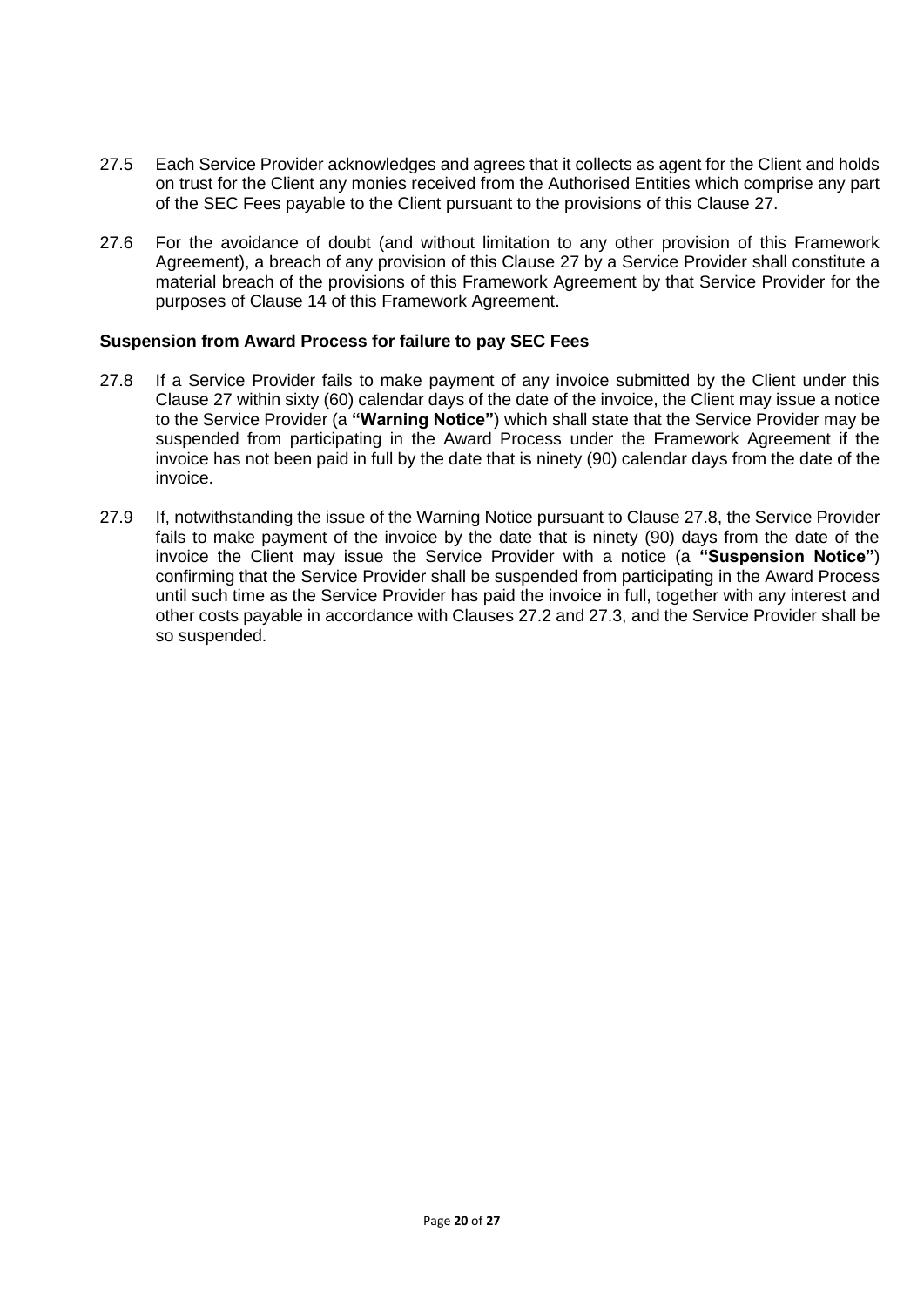27.5 Each Service Provider acknowledges and agrees that it collects as agent for the Client and holds on trust for the Client any monies received from the Authorised Entities which comprise any part of the SEC Fees payable to the Client pursuant to the provisions of this Clause 27.

27.6 For the avoidance of doubt (and without limitation to any other provision of this Framework Agreement), a breach of any provision of this Clause 27 by a Service Provider shall constitute a material breach of the provisions of this Framework Agreement by that Service Provider for the purposes of Clause 14 of this Framework Agreement.

**Suspension from Award Process for failure to pay SEC Fees**

27.8 If a Service Provider fails to make payment of any invoice submitted by the Client under this Clause 27 within sixty (60) calendar days of the date of the invoice, the Client may issue a notice to the Service Provider (a **"Warning Notice"**) which shall state that the Service Provider may be suspended from participating in the Award Process under the Framework Agreement if the invoice has not been paid in full by the date that is ninety (90) calendar days from the date of the invoice.

27.9 If, notwithstanding the issue of the Warning Notice pursuant to Clause 27.8, the Service Provider fails to make payment of the invoice by the date that is ninety (90) days from the date of the invoice the Client may issue the Service Provider with a notice (a **"Suspension Notice"**) confirming that the Service Provider shall be suspended from participating in the Award Process until such time as the Service Provider has paid the invoice in full, together with any interest and other costs payable in accordance with Clauses 27.2 and 27.3, and the Service Provider shall be so suspended.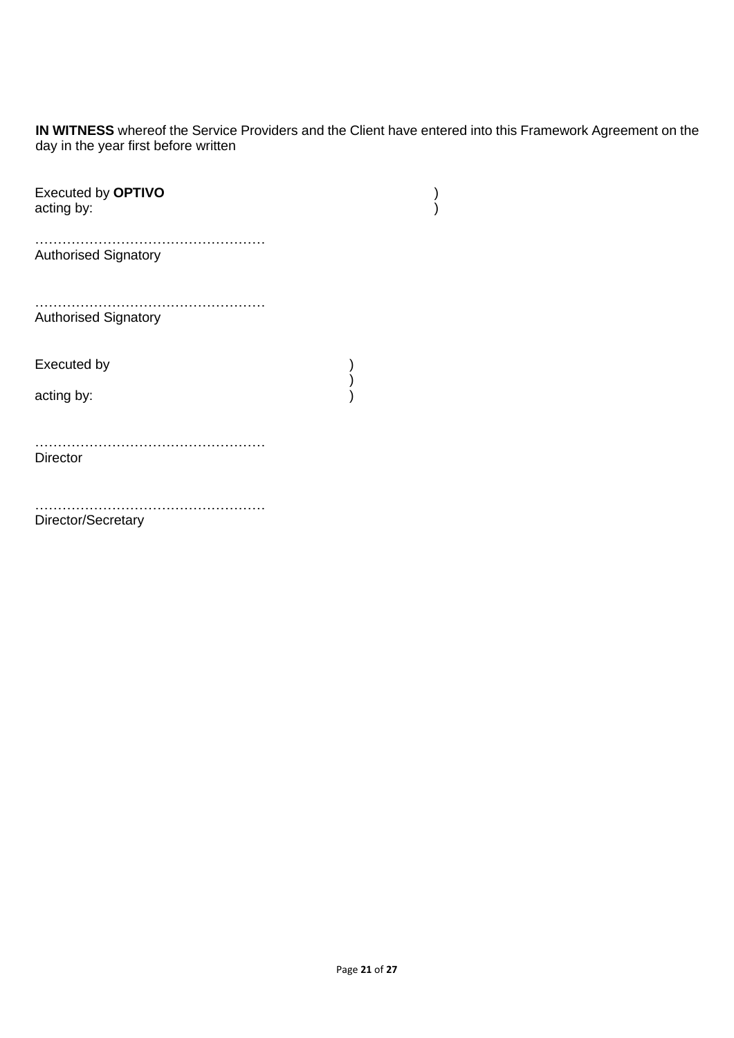**IN WITNESS** whereof the Service Providers and the Client have entered into this Framework Agreement on the day in the year first before written

Executed by **OPTIVO** )
acting by: )

……………………………………………
Authorised Signatory

……………………………………………
Authorised Signatory

Executed by )
)
acting by: )

……………………………………………
Director

……………………………………………
Director/Secretary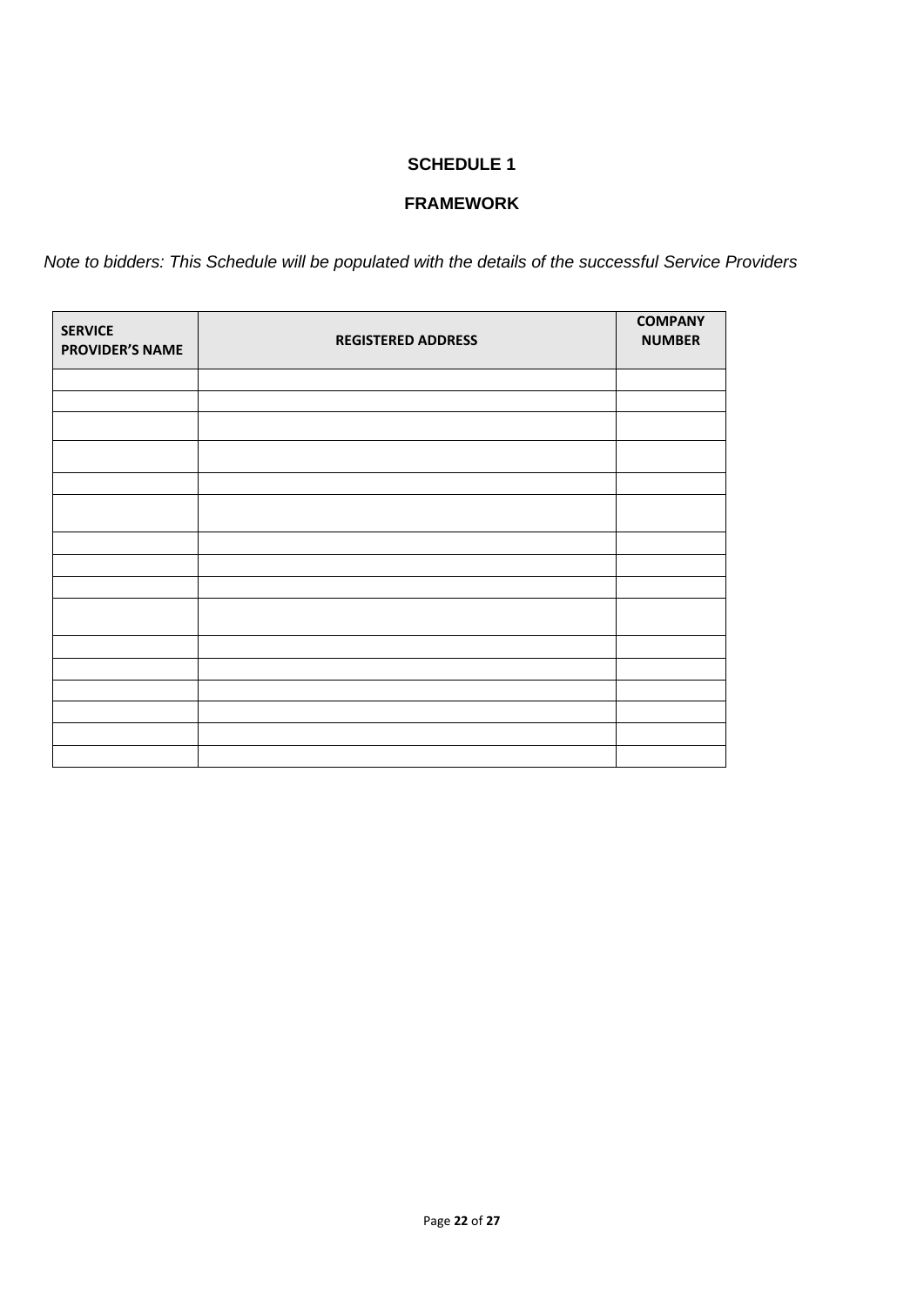# SCHEDULE 1

## FRAMEWORK

*Note to bidders: This Schedule will be populated with the details of the successful Service Providers*

| SERVICE PROVIDER'S NAME | REGISTERED ADDRESS | COMPANY NUMBER |
|---|---|---|
| | | |
| | | |
| | | |
| | | |
| | | |
| | | |
| | | |
| | | |
| | | |
| | | |
| | | |
| | | |
| | | |
| | | |
| | | |
| | | |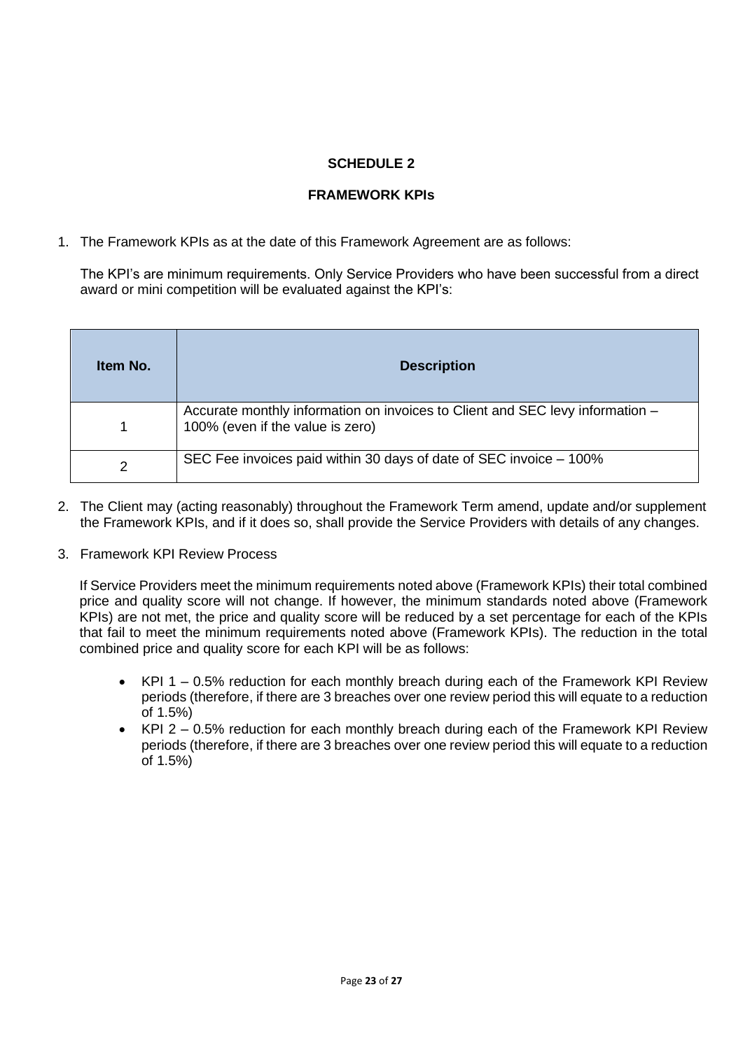# SCHEDULE 2

## FRAMEWORK KPIs

1. The Framework KPIs as at the date of this Framework Agreement are as follows:

   The KPI's are minimum requirements. Only Service Providers who have been successful from a direct award or mini competition will be evaluated against the KPI's:

| Item No. | Description |
|---|---|
| 1 | Accurate monthly information on invoices to Client and SEC levy information – 100% (even if the value is zero) |
| 2 | SEC Fee invoices paid within 30 days of date of SEC invoice – 100% |

2. The Client may (acting reasonably) throughout the Framework Term amend, update and/or supplement the Framework KPIs, and if it does so, shall provide the Service Providers with details of any changes.

3. Framework KPI Review Process

   If Service Providers meet the minimum requirements noted above (Framework KPIs) their total combined price and quality score will not change. If however, the minimum standards noted above (Framework KPIs) are not met, the price and quality score will be reduced by a set percentage for each of the KPIs that fail to meet the minimum requirements noted above (Framework KPIs). The reduction in the total combined price and quality score for each KPI will be as follows:

   - KPI 1 – 0.5% reduction for each monthly breach during each of the Framework KPI Review periods (therefore, if there are 3 breaches over one review period this will equate to a reduction of 1.5%)
   - KPI 2 – 0.5% reduction for each monthly breach during each of the Framework KPI Review periods (therefore, if there are 3 breaches over one review period this will equate to a reduction of 1.5%)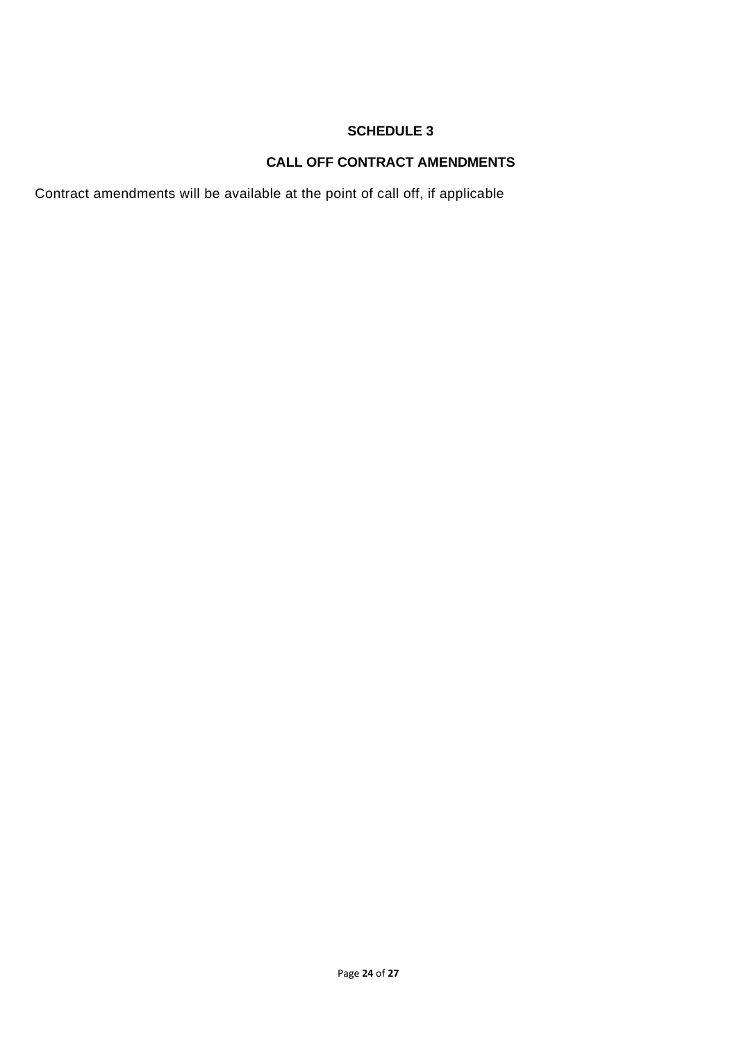# SCHEDULE 3

## CALL OFF CONTRACT AMENDMENTS

Contract amendments will be available at the point of call off, if applicable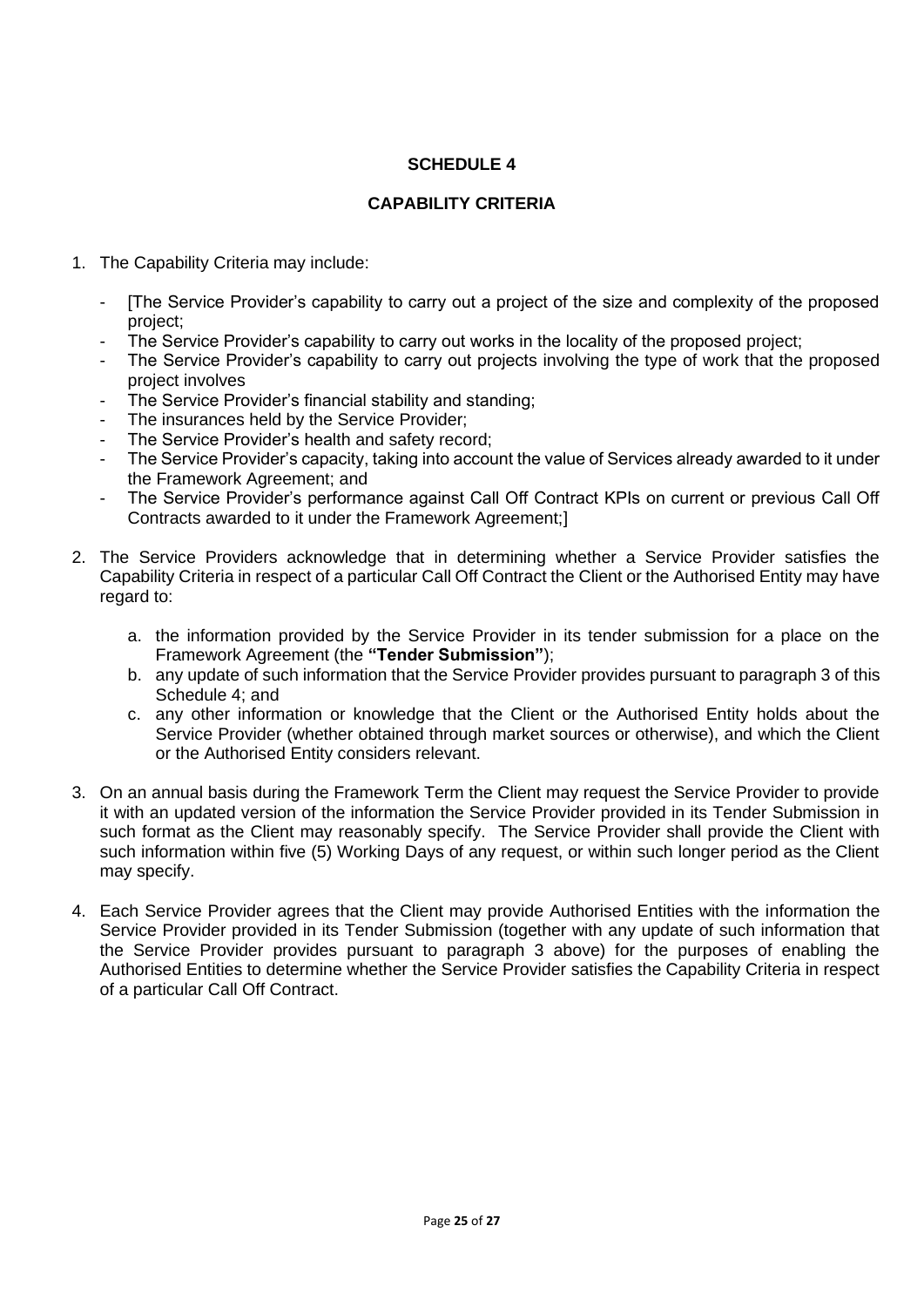# SCHEDULE 4

## CAPABILITY CRITERIA

1. The Capability Criteria may include:

    - [The Service Provider's capability to carry out a project of the size and complexity of the proposed project;
    - The Service Provider's capability to carry out works in the locality of the proposed project;
    - The Service Provider's capability to carry out projects involving the type of work that the proposed project involves
    - The Service Provider's financial stability and standing;
    - The insurances held by the Service Provider;
    - The Service Provider's health and safety record;
    - The Service Provider's capacity, taking into account the value of Services already awarded to it under the Framework Agreement; and
    - The Service Provider's performance against Call Off Contract KPIs on current or previous Call Off Contracts awarded to it under the Framework Agreement;]

2. The Service Providers acknowledge that in determining whether a Service Provider satisfies the Capability Criteria in respect of a particular Call Off Contract the Client or the Authorised Entity may have regard to:

    a. the information provided by the Service Provider in its tender submission for a place on the Framework Agreement (the **"Tender Submission"**);
    b. any update of such information that the Service Provider provides pursuant to paragraph 3 of this Schedule 4; and
    c. any other information or knowledge that the Client or the Authorised Entity holds about the Service Provider (whether obtained through market sources or otherwise), and which the Client or the Authorised Entity considers relevant.

3. On an annual basis during the Framework Term the Client may request the Service Provider to provide it with an updated version of the information the Service Provider provided in its Tender Submission in such format as the Client may reasonably specify. The Service Provider shall provide the Client with such information within five (5) Working Days of any request, or within such longer period as the Client may specify.

4. Each Service Provider agrees that the Client may provide Authorised Entities with the information the Service Provider provided in its Tender Submission (together with any update of such information that the Service Provider provides pursuant to paragraph 3 above) for the purposes of enabling the Authorised Entities to determine whether the Service Provider satisfies the Capability Criteria in respect of a particular Call Off Contract.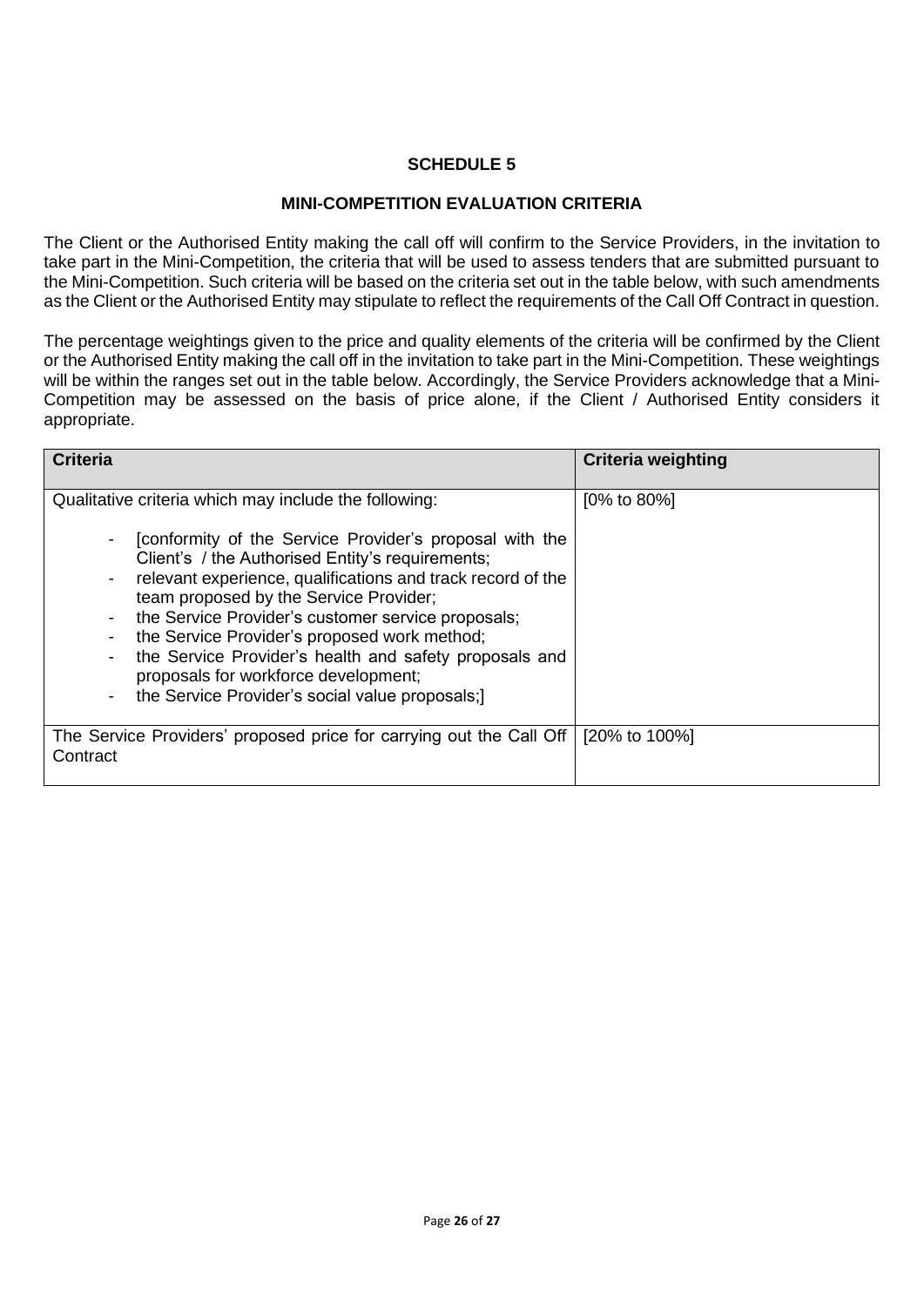## SCHEDULE 5

## MINI-COMPETITION EVALUATION CRITERIA

The Client or the Authorised Entity making the call off will confirm to the Service Providers, in the invitation to take part in the Mini-Competition, the criteria that will be used to assess tenders that are submitted pursuant to the Mini-Competition. Such criteria will be based on the criteria set out in the table below, with such amendments as the Client or the Authorised Entity may stipulate to reflect the requirements of the Call Off Contract in question.

The percentage weightings given to the price and quality elements of the criteria will be confirmed by the Client or the Authorised Entity making the call off in the invitation to take part in the Mini-Competition. These weightings will be within the ranges set out in the table below. Accordingly, the Service Providers acknowledge that a Mini-Competition may be assessed on the basis of price alone, if the Client / Authorised Entity considers it appropriate.

| Criteria | Criteria weighting |
|---|---|
| Qualitative criteria which may include the following:<br>- [conformity of the Service Provider's proposal with the Client's / the Authorised Entity's requirements;<br>- relevant experience, qualifications and track record of the team proposed by the Service Provider;<br>- the Service Provider's customer service proposals;<br>- the Service Provider's proposed work method;<br>- the Service Provider's health and safety proposals and proposals for workforce development;<br>- the Service Provider's social value proposals;] | [0% to 80%] |
| The Service Providers' proposed price for carrying out the Call Off Contract | [20% to 100%] |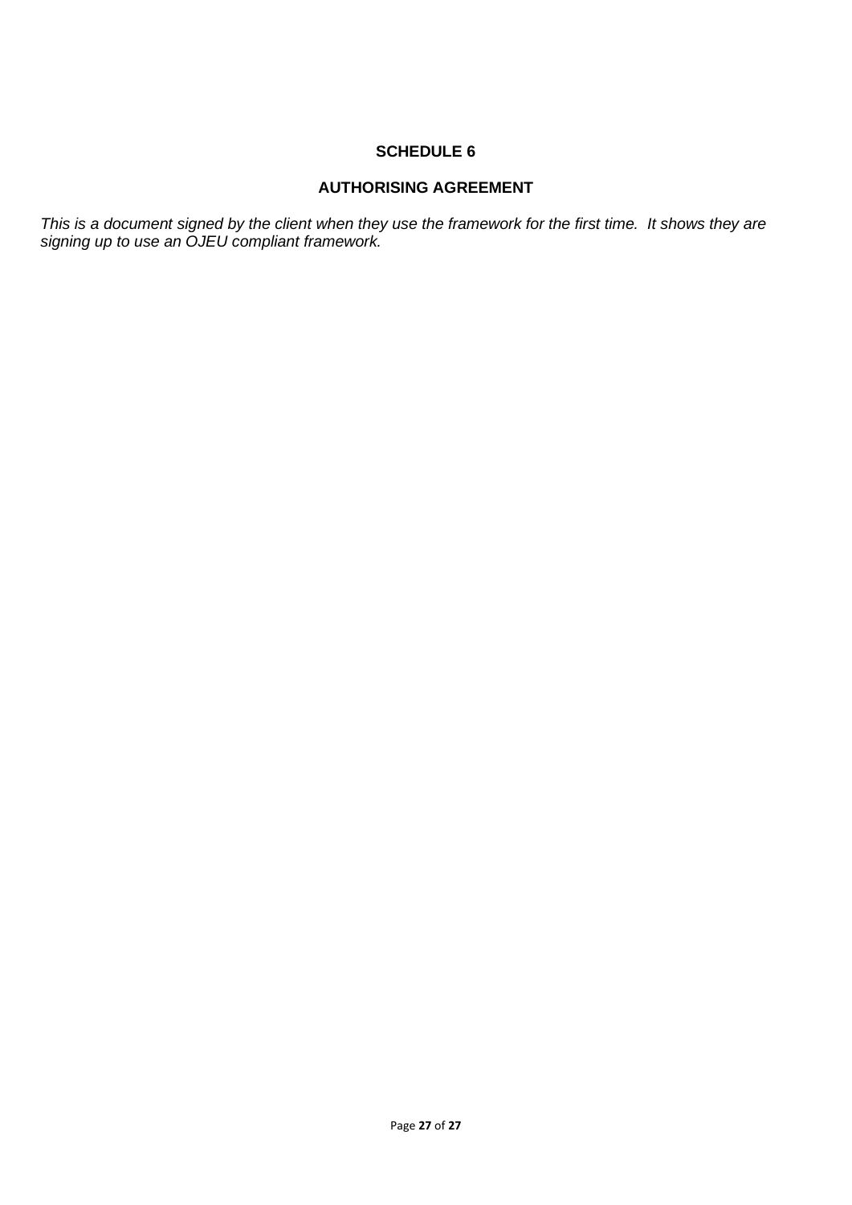## SCHEDULE 6

## AUTHORISING AGREEMENT

*This is a document signed by the client when they use the framework for the first time. It shows they are signing up to use an OJEU compliant framework.*